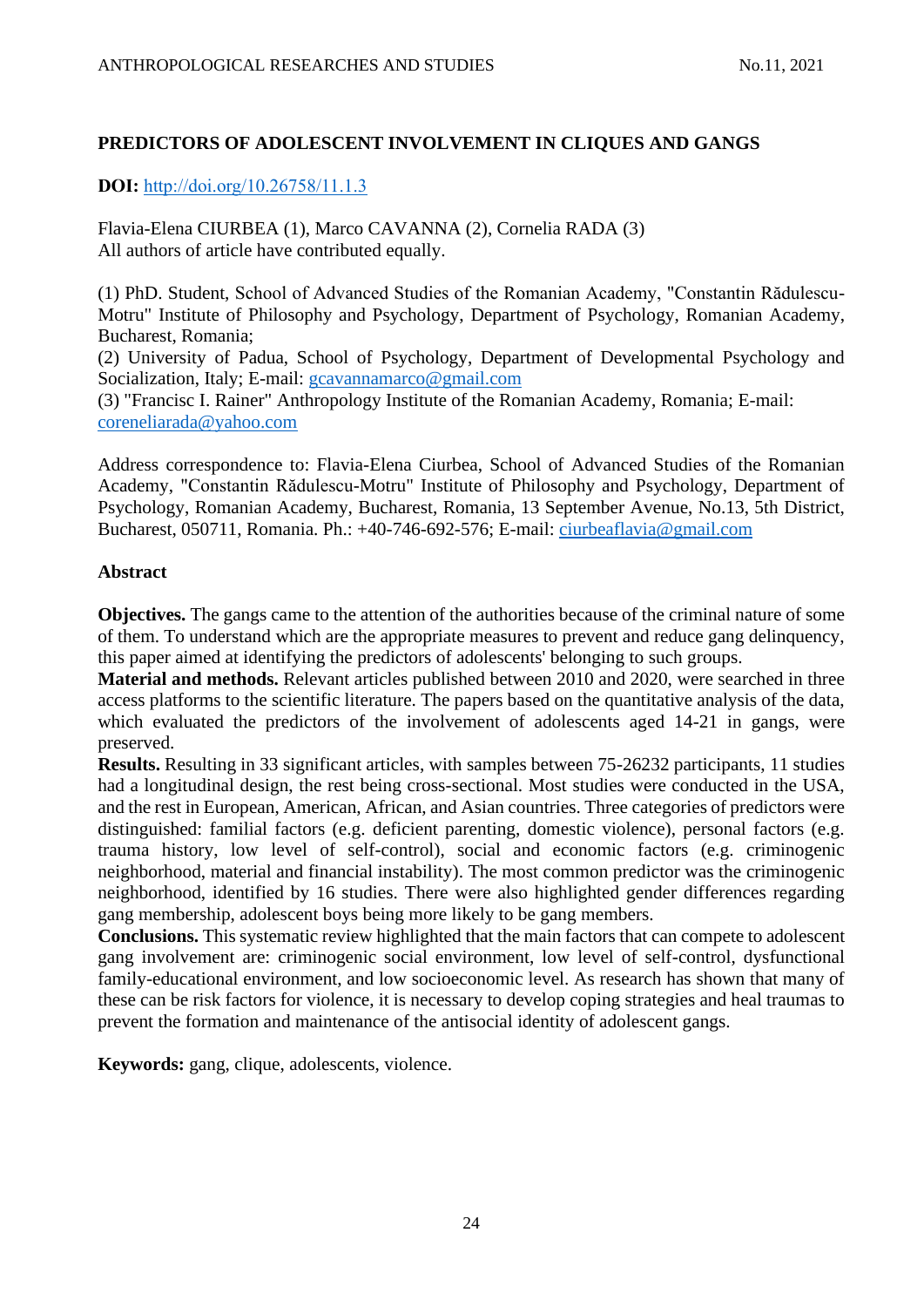# PREDICTORS OF ADOLESCENT INVOLVEMENT IN CLIQUES AND GANGS

**DOI:** http://doi.org/10.26758/11.1.3

Flavia-Elena CIURBEA (1), Marco CAVANNA (2), Cornelia RADA (3)
All authors of article have contributed equally.

(1) PhD. Student, School of Advanced Studies of the Romanian Academy, "Constantin Rădulescu-Motru" Institute of Philosophy and Psychology, Department of Psychology, Romanian Academy, Bucharest, Romania;
(2) University of Padua, School of Psychology, Department of Developmental Psychology and Socialization, Italy; E-mail: gcavannamarco@gmail.com
(3) "Francisc I. Rainer" Anthropology Institute of the Romanian Academy, Romania; E-mail: coreneliarada@yahoo.com

Address correspondence to: Flavia-Elena Ciurbea, School of Advanced Studies of the Romanian Academy, "Constantin Rădulescu-Motru" Institute of Philosophy and Psychology, Department of Psychology, Romanian Academy, Bucharest, Romania, 13 September Avenue, No.13, 5th District, Bucharest, 050711, Romania. Ph.: +40-746-692-576; E-mail: ciurbeaflavia@gmail.com

## Abstract

**Objectives.** The gangs came to the attention of the authorities because of the criminal nature of some of them. To understand which are the appropriate measures to prevent and reduce gang delinquency, this paper aimed at identifying the predictors of adolescents' belonging to such groups.
**Material and methods.** Relevant articles published between 2010 and 2020, were searched in three access platforms to the scientific literature. The papers based on the quantitative analysis of the data, which evaluated the predictors of the involvement of adolescents aged 14-21 in gangs, were preserved.
**Results.** Resulting in 33 significant articles, with samples between 75-26232 participants, 11 studies had a longitudinal design, the rest being cross-sectional. Most studies were conducted in the USA, and the rest in European, American, African, and Asian countries. Three categories of predictors were distinguished: familial factors (e.g. deficient parenting, domestic violence), personal factors (e.g. trauma history, low level of self-control), social and economic factors (e.g. criminogenic neighborhood, material and financial instability). The most common predictor was the criminogenic neighborhood, identified by 16 studies. There were also highlighted gender differences regarding gang membership, adolescent boys being more likely to be gang members.
**Conclusions.** This systematic review highlighted that the main factors that can compete to adolescent gang involvement are: criminogenic social environment, low level of self-control, dysfunctional family-educational environment, and low socioeconomic level. As research has shown that many of these can be risk factors for violence, it is necessary to develop coping strategies and heal traumas to prevent the formation and maintenance of the antisocial identity of adolescent gangs.

**Keywords:** gang, clique, adolescents, violence.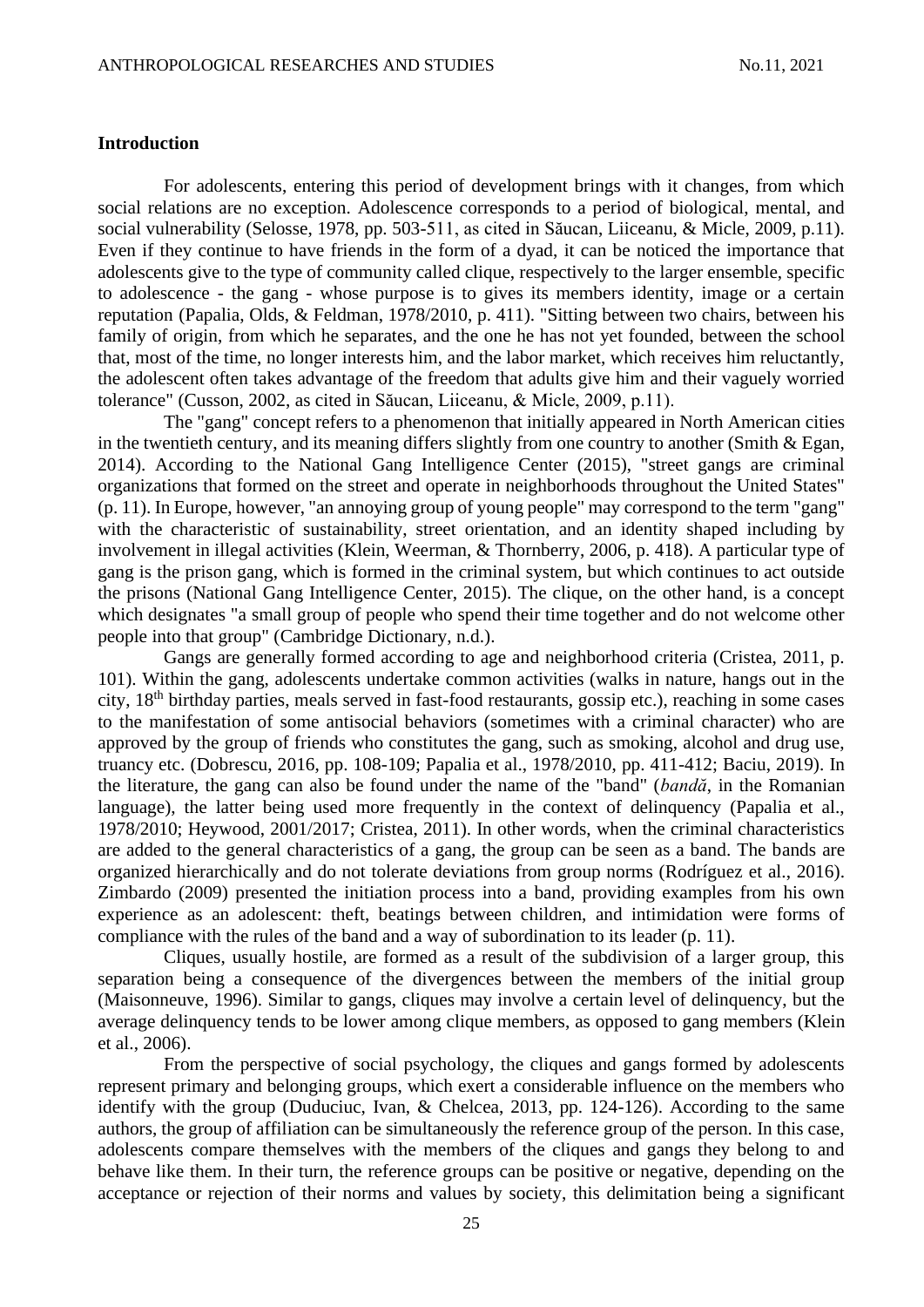**Introduction**

For adolescents, entering this period of development brings with it changes, from which social relations are no exception. Adolescence corresponds to a period of biological, mental, and social vulnerability (Selosse, 1978, pp. 503-511, as cited in Săucan, Liiceanu, & Micle, 2009, p.11). Even if they continue to have friends in the form of a dyad, it can be noticed the importance that adolescents give to the type of community called clique, respectively to the larger ensemble, specific to adolescence - the gang - whose purpose is to gives its members identity, image or a certain reputation (Papalia, Olds, & Feldman, 1978/2010, p. 411). "Sitting between two chairs, between his family of origin, from which he separates, and the one he has not yet founded, between the school that, most of the time, no longer interests him, and the labor market, which receives him reluctantly, the adolescent often takes advantage of the freedom that adults give him and their vaguely worried tolerance" (Cusson, 2002, as cited in Săucan, Liiceanu, & Micle, 2009, p.11).

The "gang" concept refers to a phenomenon that initially appeared in North American cities in the twentieth century, and its meaning differs slightly from one country to another (Smith & Egan, 2014). According to the National Gang Intelligence Center (2015), "street gangs are criminal organizations that formed on the street and operate in neighborhoods throughout the United States" (p. 11). In Europe, however, "an annoying group of young people" may correspond to the term "gang" with the characteristic of sustainability, street orientation, and an identity shaped including by involvement in illegal activities (Klein, Weerman, & Thornberry, 2006, p. 418). A particular type of gang is the prison gang, which is formed in the criminal system, but which continues to act outside the prisons (National Gang Intelligence Center, 2015). The clique, on the other hand, is a concept which designates "a small group of people who spend their time together and do not welcome other people into that group" (Cambridge Dictionary, n.d.).

Gangs are generally formed according to age and neighborhood criteria (Cristea, 2011, p. 101). Within the gang, adolescents undertake common activities (walks in nature, hangs out in the city, 18th birthday parties, meals served in fast-food restaurants, gossip etc.), reaching in some cases to the manifestation of some antisocial behaviors (sometimes with a criminal character) who are approved by the group of friends who constitutes the gang, such as smoking, alcohol and drug use, truancy etc. (Dobrescu, 2016, pp. 108-109; Papalia et al., 1978/2010, pp. 411-412; Baciu, 2019). In the literature, the gang can also be found under the name of the "band" (*bandă*, in the Romanian language), the latter being used more frequently in the context of delinquency (Papalia et al., 1978/2010; Heywood, 2001/2017; Cristea, 2011). In other words, when the criminal characteristics are added to the general characteristics of a gang, the group can be seen as a band. The bands are organized hierarchically and do not tolerate deviations from group norms (Rodríguez et al., 2016). Zimbardo (2009) presented the initiation process into a band, providing examples from his own experience as an adolescent: theft, beatings between children, and intimidation were forms of compliance with the rules of the band and a way of subordination to its leader (p. 11).

Cliques, usually hostile, are formed as a result of the subdivision of a larger group, this separation being a consequence of the divergences between the members of the initial group (Maisonneuve, 1996). Similar to gangs, cliques may involve a certain level of delinquency, but the average delinquency tends to be lower among clique members, as opposed to gang members (Klein et al., 2006).

From the perspective of social psychology, the cliques and gangs formed by adolescents represent primary and belonging groups, which exert a considerable influence on the members who identify with the group (Duduciuc, Ivan, & Chelcea, 2013, pp. 124-126). According to the same authors, the group of affiliation can be simultaneously the reference group of the person. In this case, adolescents compare themselves with the members of the cliques and gangs they belong to and behave like them. In their turn, the reference groups can be positive or negative, depending on the acceptance or rejection of their norms and values by society, this delimitation being a significant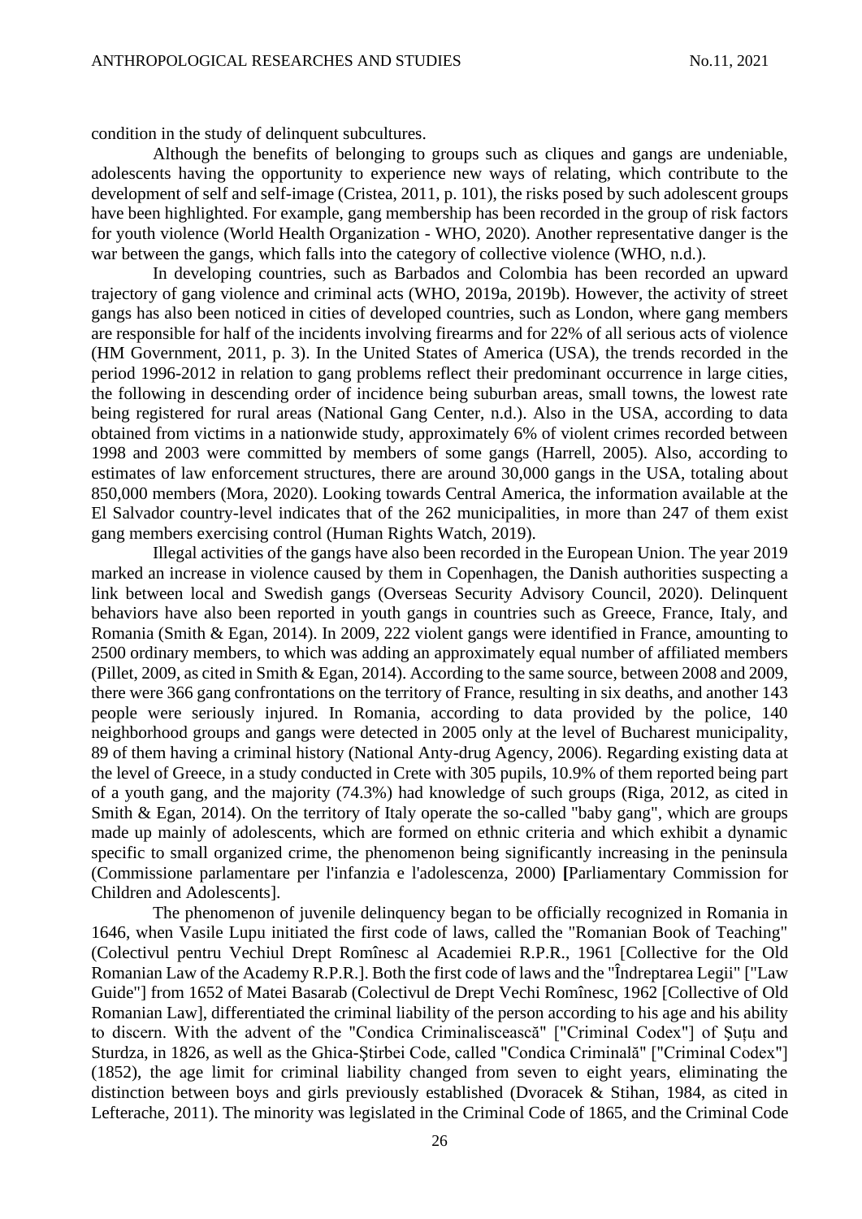condition in the study of delinquent subcultures.

Although the benefits of belonging to groups such as cliques and gangs are undeniable, adolescents having the opportunity to experience new ways of relating, which contribute to the development of self and self-image (Cristea, 2011, p. 101), the risks posed by such adolescent groups have been highlighted. For example, gang membership has been recorded in the group of risk factors for youth violence (World Health Organization - WHO, 2020). Another representative danger is the war between the gangs, which falls into the category of collective violence (WHO, n.d.).

In developing countries, such as Barbados and Colombia has been recorded an upward trajectory of gang violence and criminal acts (WHO, 2019a, 2019b). However, the activity of street gangs has also been noticed in cities of developed countries, such as London, where gang members are responsible for half of the incidents involving firearms and for 22% of all serious acts of violence (HM Government, 2011, p. 3). In the United States of America (USA), the trends recorded in the period 1996-2012 in relation to gang problems reflect their predominant occurrence in large cities, the following in descending order of incidence being suburban areas, small towns, the lowest rate being registered for rural areas (National Gang Center, n.d.). Also in the USA, according to data obtained from victims in a nationwide study, approximately 6% of violent crimes recorded between 1998 and 2003 were committed by members of some gangs (Harrell, 2005). Also, according to estimates of law enforcement structures, there are around 30,000 gangs in the USA, totaling about 850,000 members (Mora, 2020). Looking towards Central America, the information available at the El Salvador country-level indicates that of the 262 municipalities, in more than 247 of them exist gang members exercising control (Human Rights Watch, 2019).

Illegal activities of the gangs have also been recorded in the European Union. The year 2019 marked an increase in violence caused by them in Copenhagen, the Danish authorities suspecting a link between local and Swedish gangs (Overseas Security Advisory Council, 2020). Delinquent behaviors have also been reported in youth gangs in countries such as Greece, France, Italy, and Romania (Smith & Egan, 2014). In 2009, 222 violent gangs were identified in France, amounting to 2500 ordinary members, to which was adding an approximately equal number of affiliated members (Pillet, 2009, as cited in Smith & Egan, 2014). According to the same source, between 2008 and 2009, there were 366 gang confrontations on the territory of France, resulting in six deaths, and another 143 people were seriously injured. In Romania, according to data provided by the police, 140 neighborhood groups and gangs were detected in 2005 only at the level of Bucharest municipality, 89 of them having a criminal history (National Anty-drug Agency, 2006). Regarding existing data at the level of Greece, in a study conducted in Crete with 305 pupils, 10.9% of them reported being part of a youth gang, and the majority (74.3%) had knowledge of such groups (Riga, 2012, as cited in Smith & Egan, 2014). On the territory of Italy operate the so-called "baby gang", which are groups made up mainly of adolescents, which are formed on ethnic criteria and which exhibit a dynamic specific to small organized crime, the phenomenon being significantly increasing in the peninsula (Commissione parlamentare per l'infanzia e l'adolescenza, 2000) **[**Parliamentary Commission for Children and Adolescents].

The phenomenon of juvenile delinquency began to be officially recognized in Romania in 1646, when Vasile Lupu initiated the first code of laws, called the "Romanian Book of Teaching" (Colectivul pentru Vechiul Drept Romînesc al Academiei R.P.R., 1961 [Collective for the Old Romanian Law of the Academy R.P.R.]. Both the first code of laws and the "Îndreptarea Legii" ["Law Guide"] from 1652 of Matei Basarab (Colectivul de Drept Vechi Romînesc, 1962 [Collective of Old Romanian Law], differentiated the criminal liability of the person according to his age and his ability to discern. With the advent of the "Condica Criminalicească" ["Criminal Codex"] of Șuțu and Sturdza, in 1826, as well as the Ghica-Știrbei Code, called "Condica Criminală" ["Criminal Codex"] (1852), the age limit for criminal liability changed from seven to eight years, eliminating the distinction between boys and girls previously established (Dvoracek & Stihan, 1984, as cited in Lefterache, 2011). The minority was legislated in the Criminal Code of 1865, and the Criminal Code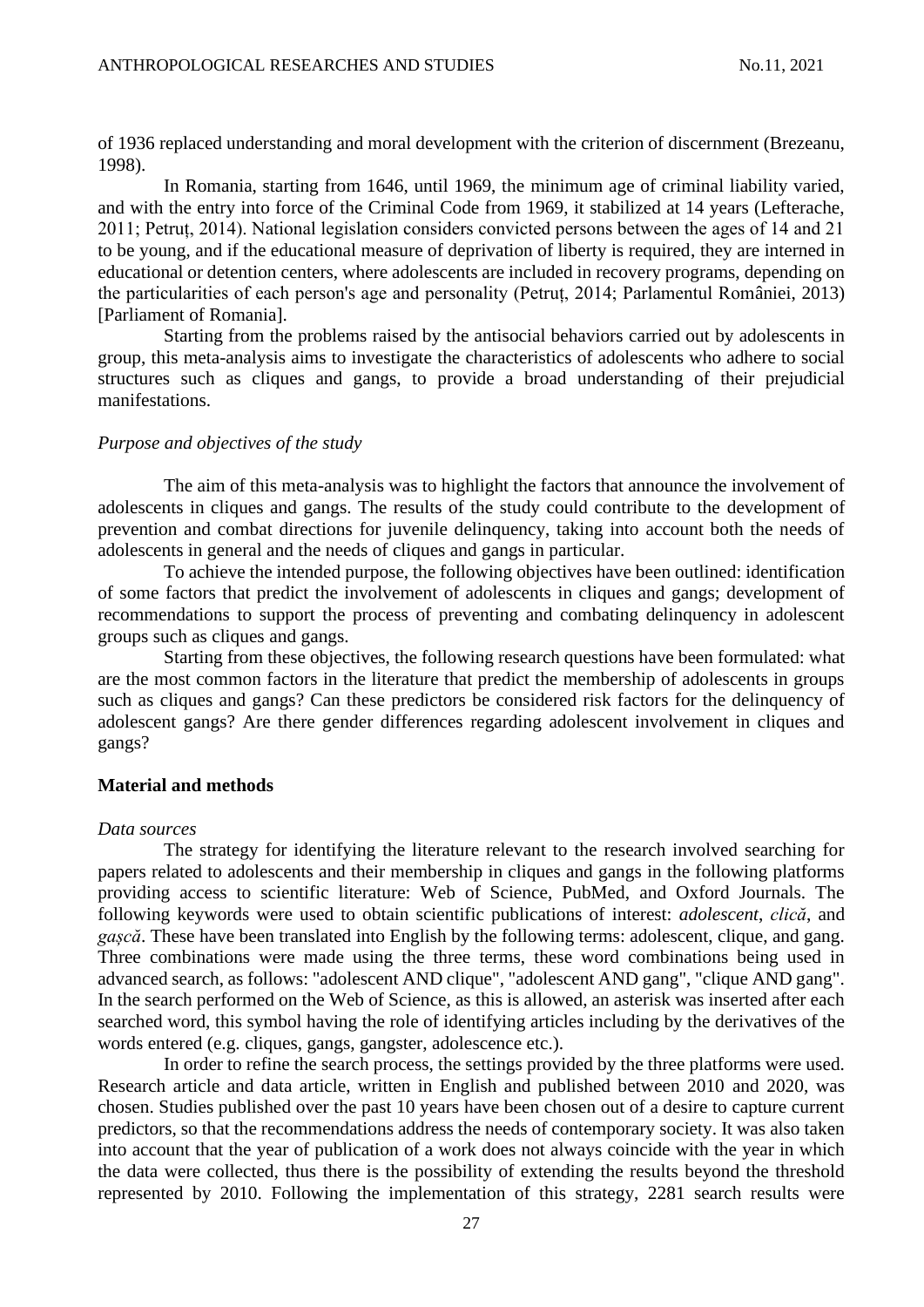of 1936 replaced understanding and moral development with the criterion of discernment (Brezeanu, 1998).

In Romania, starting from 1646, until 1969, the minimum age of criminal liability varied, and with the entry into force of the Criminal Code from 1969, it stabilized at 14 years (Lefterache, 2011; Petruț, 2014). National legislation considers convicted persons between the ages of 14 and 21 to be young, and if the educational measure of deprivation of liberty is required, they are interned in educational or detention centers, where adolescents are included in recovery programs, depending on the particularities of each person's age and personality (Petruț, 2014; Parlamentul României, 2013) [Parliament of Romania].

Starting from the problems raised by the antisocial behaviors carried out by adolescents in group, this meta-analysis aims to investigate the characteristics of adolescents who adhere to social structures such as cliques and gangs, to provide a broad understanding of their prejudicial manifestations.

### *Purpose and objectives of the study*

The aim of this meta-analysis was to highlight the factors that announce the involvement of adolescents in cliques and gangs. The results of the study could contribute to the development of prevention and combat directions for juvenile delinquency, taking into account both the needs of adolescents in general and the needs of cliques and gangs in particular.

To achieve the intended purpose, the following objectives have been outlined: identification of some factors that predict the involvement of adolescents in cliques and gangs; development of recommendations to support the process of preventing and combating delinquency in adolescent groups such as cliques and gangs.

Starting from these objectives, the following research questions have been formulated: what are the most common factors in the literature that predict the membership of adolescents in groups such as cliques and gangs? Can these predictors be considered risk factors for the delinquency of adolescent gangs? Are there gender differences regarding adolescent involvement in cliques and gangs?

## **Material and methods**

### *Data sources*

The strategy for identifying the literature relevant to the research involved searching for papers related to adolescents and their membership in cliques and gangs in the following platforms providing access to scientific literature: Web of Science, PubMed, and Oxford Journals. The following keywords were used to obtain scientific publications of interest: *adolescent*, *clică*, and *gașcă*. These have been translated into English by the following terms: adolescent, clique, and gang. Three combinations were made using the three terms, these word combinations being used in advanced search, as follows: "adolescent AND clique", "adolescent AND gang", "clique AND gang". In the search performed on the Web of Science, as this is allowed, an asterisk was inserted after each searched word, this symbol having the role of identifying articles including by the derivatives of the words entered (e.g. cliques, gangs, gangster, adolescence etc.).

In order to refine the search process, the settings provided by the three platforms were used. Research article and data article, written in English and published between 2010 and 2020, was chosen. Studies published over the past 10 years have been chosen out of a desire to capture current predictors, so that the recommendations address the needs of contemporary society. It was also taken into account that the year of publication of a work does not always coincide with the year in which the data were collected, thus there is the possibility of extending the results beyond the threshold represented by 2010. Following the implementation of this strategy, 2281 search results were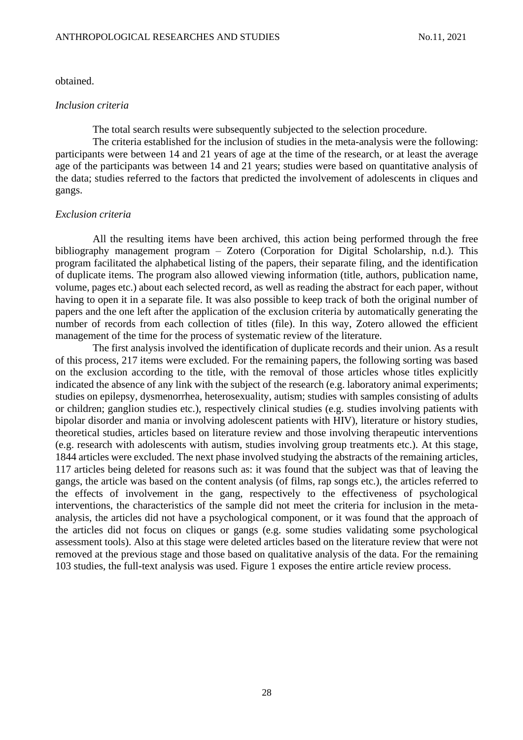obtained.

*Inclusion criteria*

The total search results were subsequently subjected to the selection procedure.

The criteria established for the inclusion of studies in the meta-analysis were the following: participants were between 14 and 21 years of age at the time of the research, or at least the average age of the participants was between 14 and 21 years; studies were based on quantitative analysis of the data; studies referred to the factors that predicted the involvement of adolescents in cliques and gangs.

*Exclusion criteria*

All the resulting items have been archived, this action being performed through the free bibliography management program – Zotero (Corporation for Digital Scholarship, n.d.). This program facilitated the alphabetical listing of the papers, their separate filing, and the identification of duplicate items. The program also allowed viewing information (title, authors, publication name, volume, pages etc.) about each selected record, as well as reading the abstract for each paper, without having to open it in a separate file. It was also possible to keep track of both the original number of papers and the one left after the application of the exclusion criteria by automatically generating the number of records from each collection of titles (file). In this way, Zotero allowed the efficient management of the time for the process of systematic review of the literature.

The first analysis involved the identification of duplicate records and their union. As a result of this process, 217 items were excluded. For the remaining papers, the following sorting was based on the exclusion according to the title, with the removal of those articles whose titles explicitly indicated the absence of any link with the subject of the research (e.g. laboratory animal experiments; studies on epilepsy, dysmenorrhea, heterosexuality, autism; studies with samples consisting of adults or children; ganglion studies etc.), respectively clinical studies (e.g. studies involving patients with bipolar disorder and mania or involving adolescent patients with HIV), literature or history studies, theoretical studies, articles based on literature review and those involving therapeutic interventions (e.g. research with adolescents with autism, studies involving group treatments etc.). At this stage, 1844 articles were excluded. The next phase involved studying the abstracts of the remaining articles, 117 articles being deleted for reasons such as: it was found that the subject was that of leaving the gangs, the article was based on the content analysis (of films, rap songs etc.), the articles referred to the effects of involvement in the gang, respectively to the effectiveness of psychological interventions, the characteristics of the sample did not meet the criteria for inclusion in the meta-analysis, the articles did not have a psychological component, or it was found that the approach of the articles did not focus on cliques or gangs (e.g. some studies validating some psychological assessment tools). Also at this stage were deleted articles based on the literature review that were not removed at the previous stage and those based on qualitative analysis of the data. For the remaining 103 studies, the full-text analysis was used. Figure 1 exposes the entire article review process.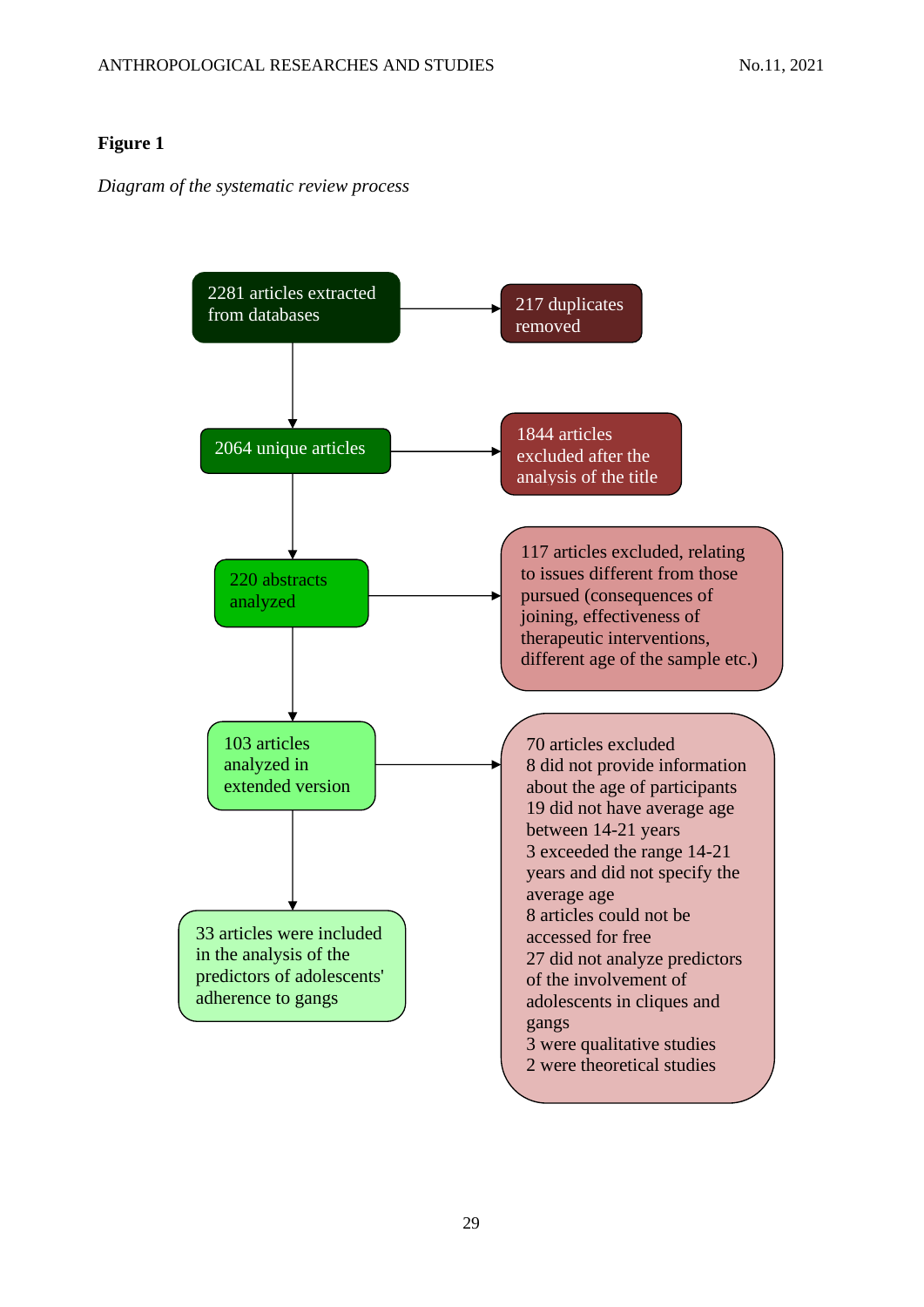**Figure 1**

*Diagram of the systematic review process*

2281 articles extracted from databases → 217 duplicates removed

2064 unique articles → 1844 articles excluded after the analysis of the title

220 abstracts analyzed → 117 articles excluded, relating to issues different from those pursued (consequences of joining, effectiveness of therapeutic interventions, different age of the sample etc.)

103 articles analyzed in extended version → 70 articles excluded
8 did not provide information about the age of participants
19 did not have average age between 14-21 years
3 exceeded the range 14-21 years and did not specify the average age
8 articles could not be accessed for free
27 did not analyze predictors of the involvement of adolescents in cliques and gangs
3 were qualitative studies
2 were theoretical studies

33 articles were included in the analysis of the predictors of adolescents' adherence to gangs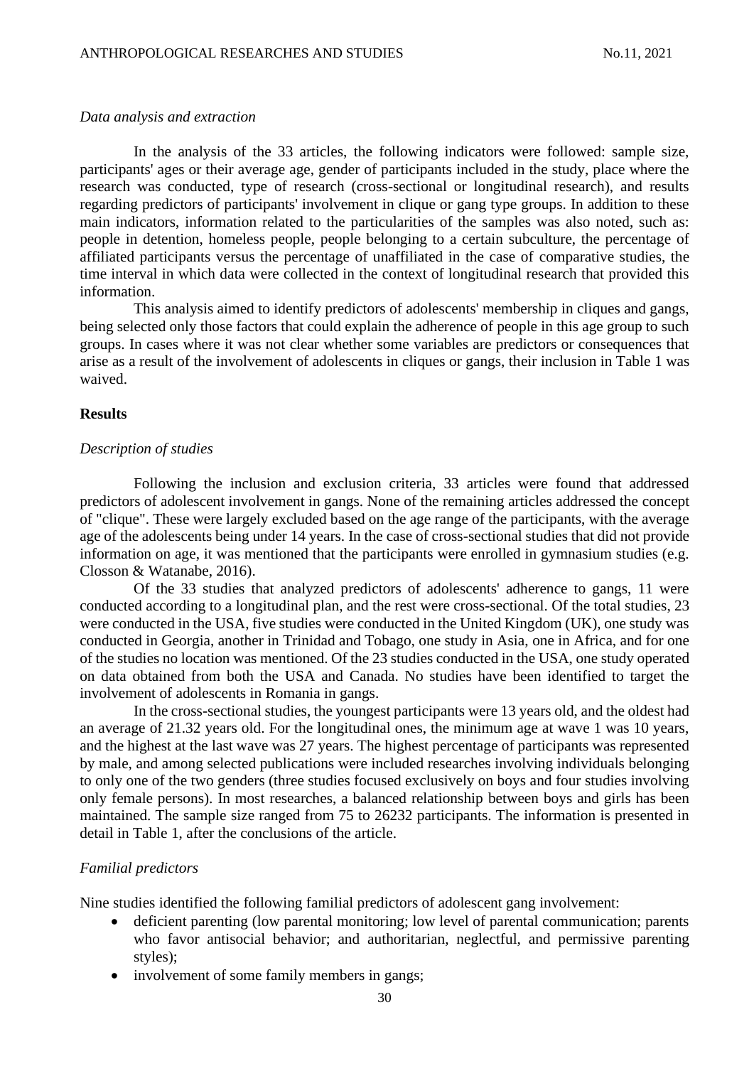*Data analysis and extraction*

In the analysis of the 33 articles, the following indicators were followed: sample size, participants' ages or their average age, gender of participants included in the study, place where the research was conducted, type of research (cross-sectional or longitudinal research), and results regarding predictors of participants' involvement in clique or gang type groups. In addition to these main indicators, information related to the particularities of the samples was also noted, such as: people in detention, homeless people, people belonging to a certain subculture, the percentage of affiliated participants versus the percentage of unaffiliated in the case of comparative studies, the time interval in which data were collected in the context of longitudinal research that provided this information.

This analysis aimed to identify predictors of adolescents' membership in cliques and gangs, being selected only those factors that could explain the adherence of people in this age group to such groups. In cases where it was not clear whether some variables are predictors or consequences that arise as a result of the involvement of adolescents in cliques or gangs, their inclusion in Table 1 was waived.

**Results**

*Description of studies*

Following the inclusion and exclusion criteria, 33 articles were found that addressed predictors of adolescent involvement in gangs. None of the remaining articles addressed the concept of "clique". These were largely excluded based on the age range of the participants, with the average age of the adolescents being under 14 years. In the case of cross-sectional studies that did not provide information on age, it was mentioned that the participants were enrolled in gymnasium studies (e.g. Closson & Watanabe, 2016).

Of the 33 studies that analyzed predictors of adolescents' adherence to gangs, 11 were conducted according to a longitudinal plan, and the rest were cross-sectional. Of the total studies, 23 were conducted in the USA, five studies were conducted in the United Kingdom (UK), one study was conducted in Georgia, another in Trinidad and Tobago, one study in Asia, one in Africa, and for one of the studies no location was mentioned. Of the 23 studies conducted in the USA, one study operated on data obtained from both the USA and Canada. No studies have been identified to target the involvement of adolescents in Romania in gangs.

In the cross-sectional studies, the youngest participants were 13 years old, and the oldest had an average of 21.32 years old. For the longitudinal ones, the minimum age at wave 1 was 10 years, and the highest at the last wave was 27 years. The highest percentage of participants was represented by male, and among selected publications were included researches involving individuals belonging to only one of the two genders (three studies focused exclusively on boys and four studies involving only female persons). In most researches, a balanced relationship between boys and girls has been maintained. The sample size ranged from 75 to 26232 participants. The information is presented in detail in Table 1, after the conclusions of the article.

*Familial predictors*

Nine studies identified the following familial predictors of adolescent gang involvement:

- deficient parenting (low parental monitoring; low level of parental communication; parents who favor antisocial behavior; and authoritarian, neglectful, and permissive parenting styles);
- involvement of some family members in gangs;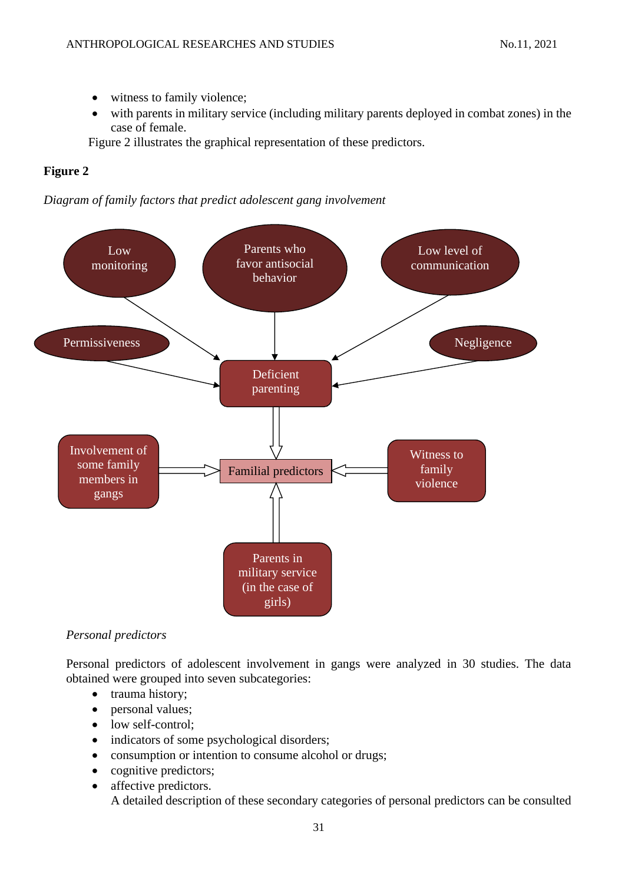- witness to family violence;
- with parents in military service (including military parents deployed in combat zones) in the case of female.

Figure 2 illustrates the graphical representation of these predictors.

**Figure 2**

*Diagram of family factors that predict adolescent gang involvement*

Low monitoring
Parents who favor antisocial behavior
Low level of communication
Permissiveness
Negligence
Deficient parenting
Involvement of some family members in gangs
Familial predictors
Witness to family violence
Parents in military service (in the case of girls)

*Personal predictors*

Personal predictors of adolescent involvement in gangs were analyzed in 30 studies. The data obtained were grouped into seven subcategories:

- trauma history;
- personal values;
- low self-control;
- indicators of some psychological disorders;
- consumption or intention to consume alcohol or drugs;
- cognitive predictors;
- affective predictors.

A detailed description of these secondary categories of personal predictors can be consulted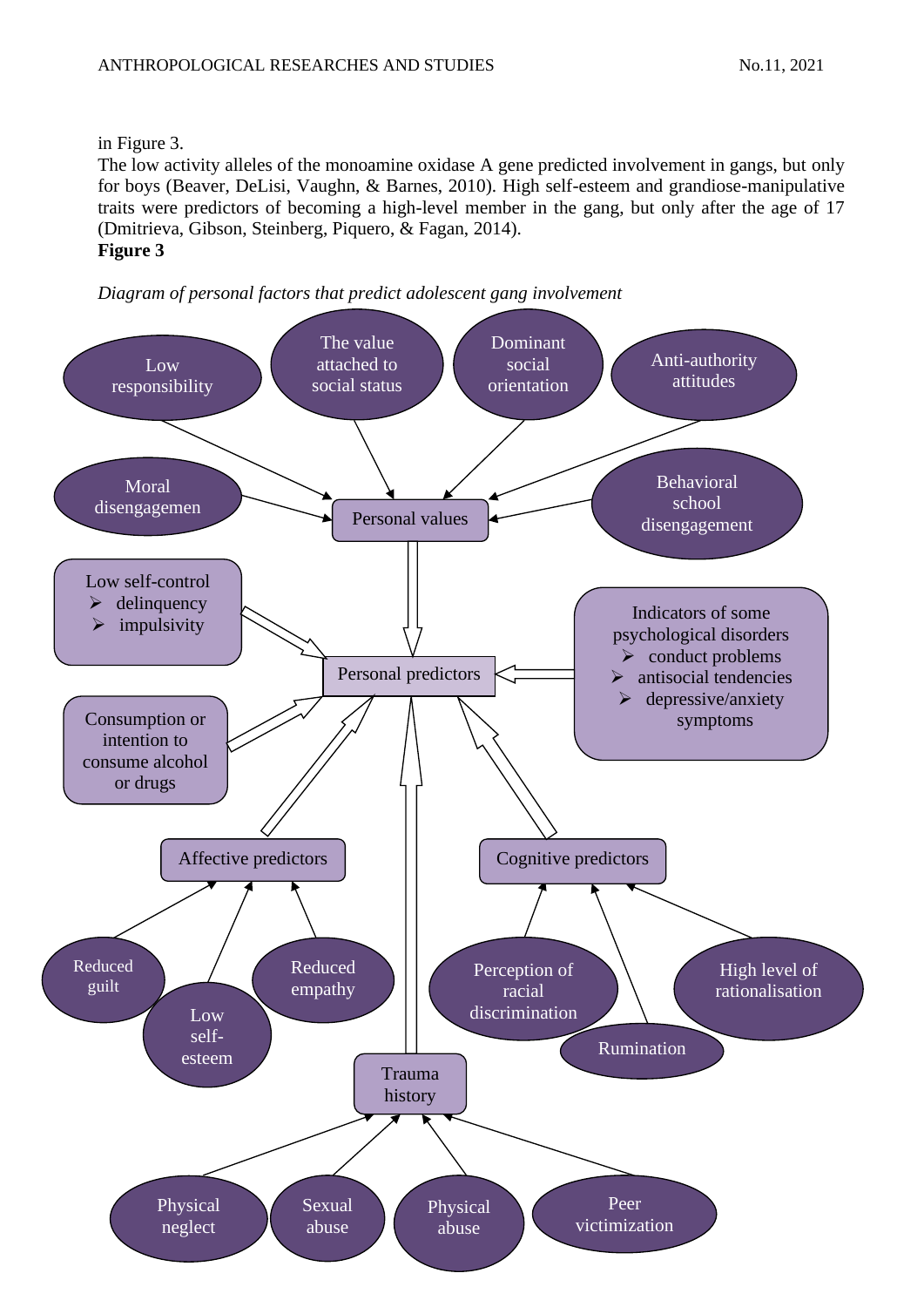in Figure 3.

The low activity alleles of the monoamine oxidase A gene predicted involvement in gangs, but only for boys (Beaver, DeLisi, Vaughn, & Barnes, 2010). High self-esteem and grandiose-manipulative traits were predictors of becoming a high-level member in the gang, but only after the age of 17 (Dmitrieva, Gibson, Steinberg, Piquero, & Fagan, 2014).

**Figure 3**

*Diagram of personal factors that predict adolescent gang involvement*

Low responsibility

The value attached to social status

Dominant social orientation

Anti-authority attitudes

Moral disengagemen

Personal values

Behavioral school disengagement

Low self-control
- delinquency
- impulsivity

Personal predictors

Indicators of some psychological disorders
- conduct problems
- antisocial tendencies
- depressive/anxiety symptoms

Consumption or intention to consume alcohol or drugs

Affective predictors

Cognitive predictors

Reduced guilt

Low self-esteem

Reduced empathy

Perception of racial discrimination

Rumination

High level of rationalisation

Trauma history

Physical neglect

Sexual abuse

Physical abuse

Peer victimization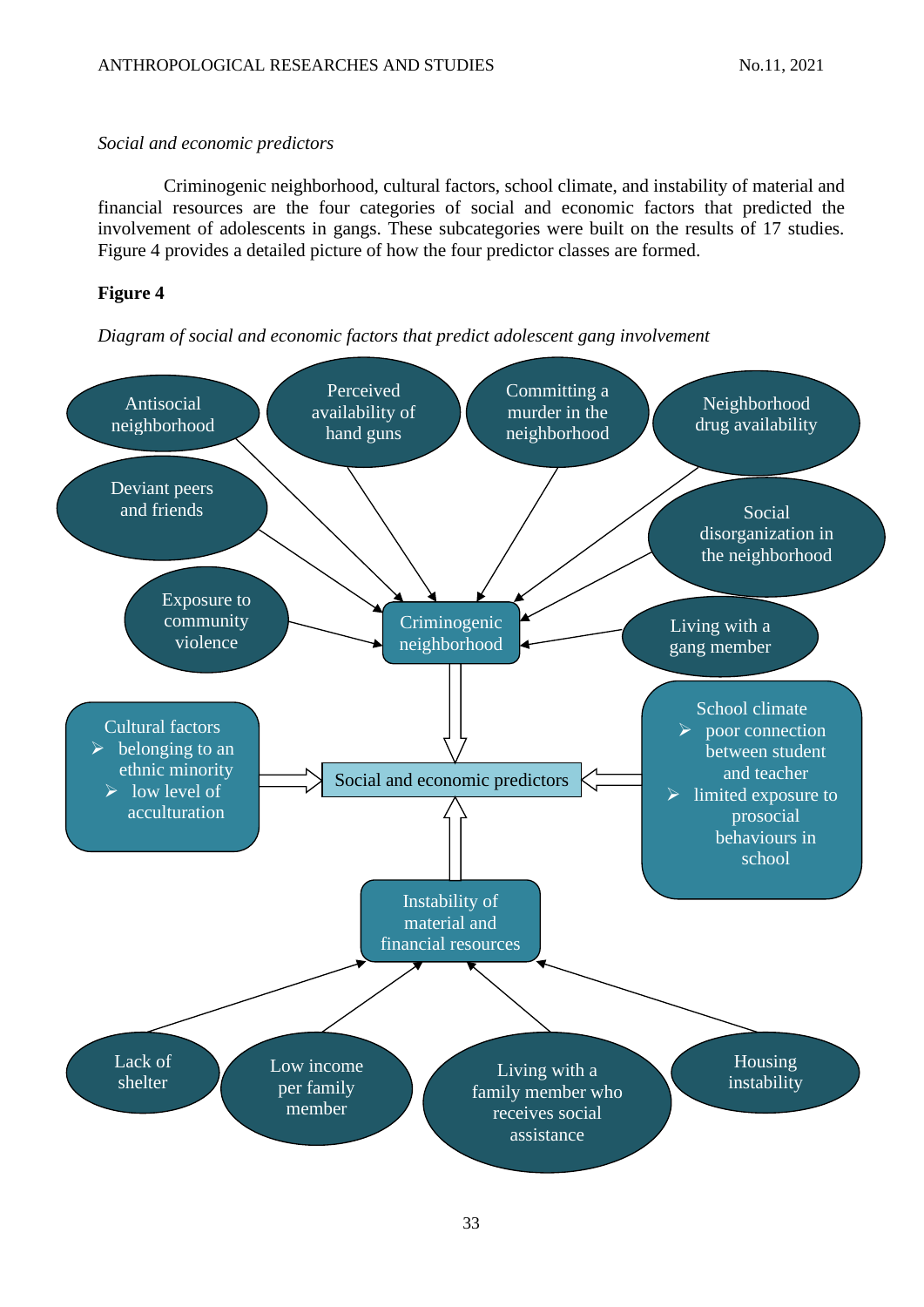*Social and economic predictors*

Criminogenic neighborhood, cultural factors, school climate, and instability of material and financial resources are the four categories of social and economic factors that predicted the involvement of adolescents in gangs. These subcategories were built on the results of 17 studies. Figure 4 provides a detailed picture of how the four predictor classes are formed.

**Figure 4**

*Diagram of social and economic factors that predict adolescent gang involvement*

Antisocial neighborhood

Perceived availability of hand guns

Committing a murder in the neighborhood

Neighborhood drug availability

Deviant peers and friends

Social disorganization in the neighborhood

Exposure to community violence

Criminogenic neighborhood

Living with a gang member

Cultural factors
- belonging to an ethnic minority
- low level of acculturation

Social and economic predictors

School climate
- poor connection between student and teacher
- limited exposure to prosocial behaviours in school

Instability of material and financial resources

Lack of shelter

Low income per family member

Living with a family member who receives social assistance

Housing instability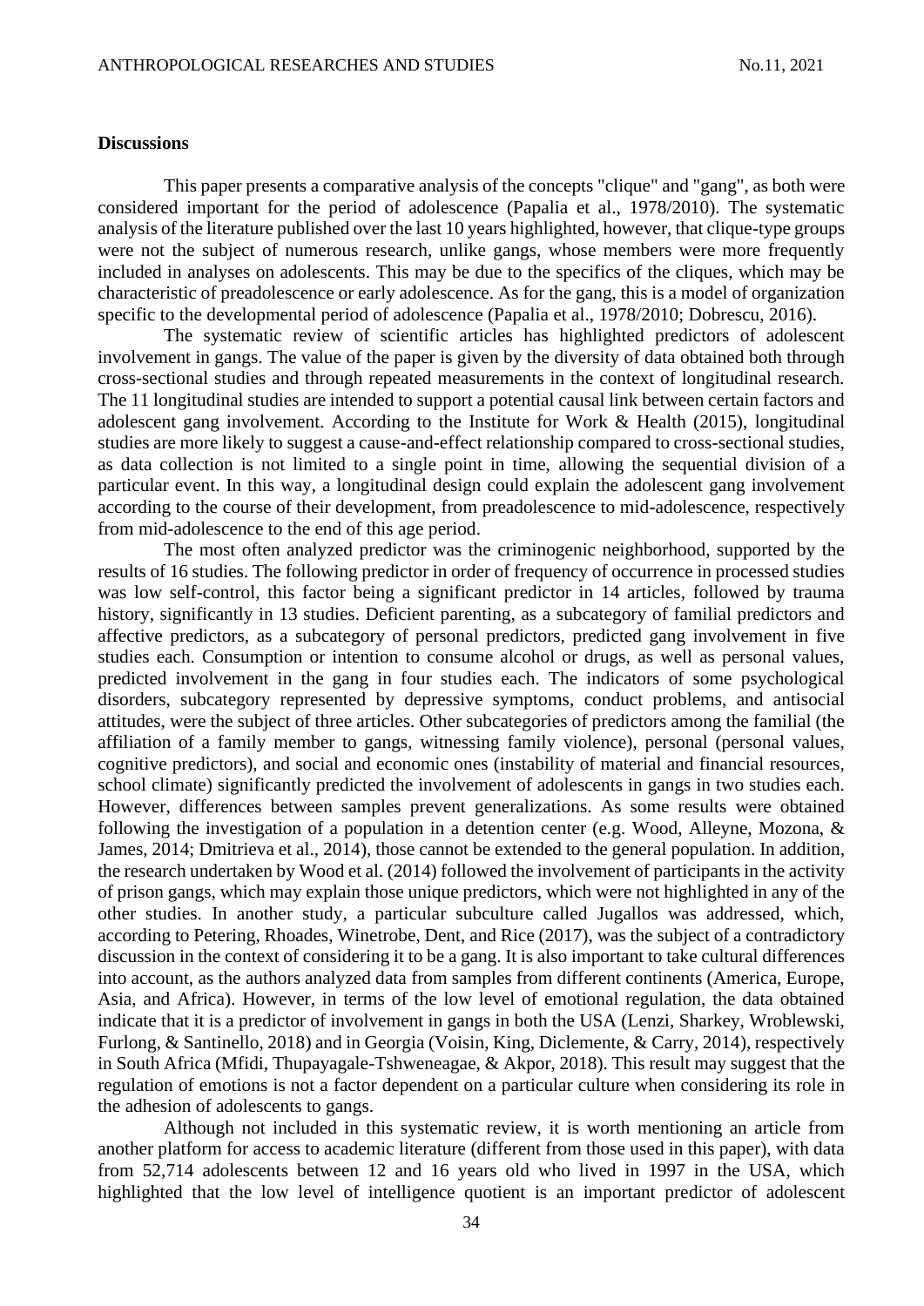### Discussions

This paper presents a comparative analysis of the concepts "clique" and "gang", as both were considered important for the period of adolescence (Papalia et al., 1978/2010). The systematic analysis of the literature published over the last 10 years highlighted, however, that clique-type groups were not the subject of numerous research, unlike gangs, whose members were more frequently included in analyses on adolescents. This may be due to the specifics of the cliques, which may be characteristic of preadolescence or early adolescence. As for the gang, this is a model of organization specific to the developmental period of adolescence (Papalia et al., 1978/2010; Dobrescu, 2016).

The systematic review of scientific articles has highlighted predictors of adolescent involvement in gangs. The value of the paper is given by the diversity of data obtained both through cross-sectional studies and through repeated measurements in the context of longitudinal research. The 11 longitudinal studies are intended to support a potential causal link between certain factors and adolescent gang involvement. According to the Institute for Work & Health (2015), longitudinal studies are more likely to suggest a cause-and-effect relationship compared to cross-sectional studies, as data collection is not limited to a single point in time, allowing the sequential division of a particular event. In this way, a longitudinal design could explain the adolescent gang involvement according to the course of their development, from preadolescence to mid-adolescence, respectively from mid-adolescence to the end of this age period.

The most often analyzed predictor was the criminogenic neighborhood, supported by the results of 16 studies. The following predictor in order of frequency of occurrence in processed studies was low self-control, this factor being a significant predictor in 14 articles, followed by trauma history, significantly in 13 studies. Deficient parenting, as a subcategory of familial predictors and affective predictors, as a subcategory of personal predictors, predicted gang involvement in five studies each. Consumption or intention to consume alcohol or drugs, as well as personal values, predicted involvement in the gang in four studies each. The indicators of some psychological disorders, subcategory represented by depressive symptoms, conduct problems, and antisocial attitudes, were the subject of three articles. Other subcategories of predictors among the familial (the affiliation of a family member to gangs, witnessing family violence), personal (personal values, cognitive predictors), and social and economic ones (instability of material and financial resources, school climate) significantly predicted the involvement of adolescents in gangs in two studies each. However, differences between samples prevent generalizations. As some results were obtained following the investigation of a population in a detention center (e.g. Wood, Alleyne, Mozona, & James, 2014; Dmitrieva et al., 2014), those cannot be extended to the general population. In addition, the research undertaken by Wood et al. (2014) followed the involvement of participants in the activity of prison gangs, which may explain those unique predictors, which were not highlighted in any of the other studies. In another study, a particular subculture called Jugallos was addressed, which, according to Petering, Rhoades, Winetrobe, Dent, and Rice (2017), was the subject of a contradictory discussion in the context of considering it to be a gang. It is also important to take cultural differences into account, as the authors analyzed data from samples from different continents (America, Europe, Asia, and Africa). However, in terms of the low level of emotional regulation, the data obtained indicate that it is a predictor of involvement in gangs in both the USA (Lenzi, Sharkey, Wroblewski, Furlong, & Santinello, 2018) and in Georgia (Voisin, King, Diclemente, & Carry, 2014), respectively in South Africa (Mfidi, Thupayagale-Tshweneagae, & Akpor, 2018). This result may suggest that the regulation of emotions is not a factor dependent on a particular culture when considering its role in the adhesion of adolescents to gangs.

Although not included in this systematic review, it is worth mentioning an article from another platform for access to academic literature (different from those used in this paper), with data from 52,714 adolescents between 12 and 16 years old who lived in 1997 in the USA, which highlighted that the low level of intelligence quotient is an important predictor of adolescent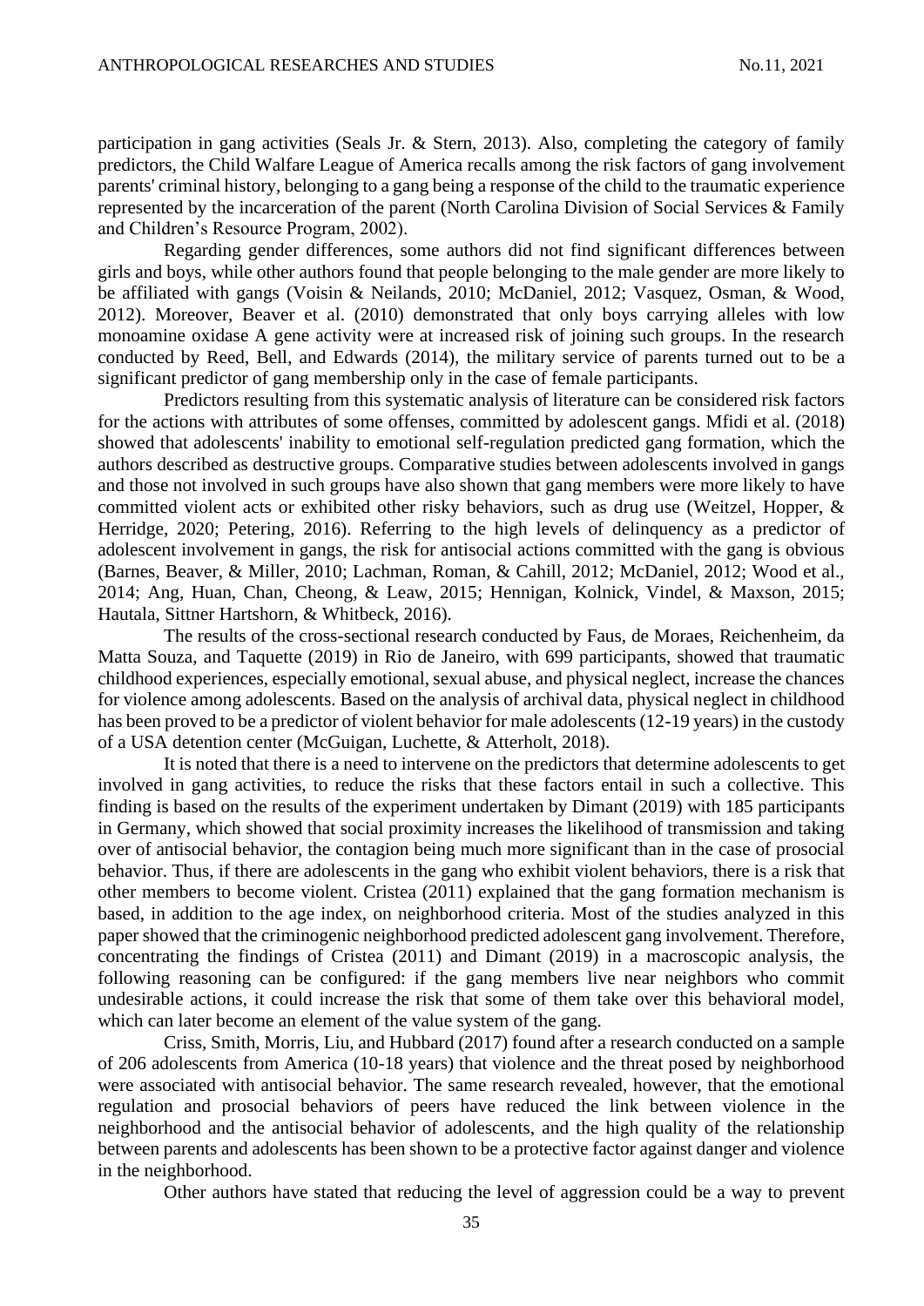participation in gang activities (Seals Jr. & Stern, 2013). Also, completing the category of family predictors, the Child Walfare League of America recalls among the risk factors of gang involvement parents' criminal history, belonging to a gang being a response of the child to the traumatic experience represented by the incarceration of the parent (North Carolina Division of Social Services & Family and Children's Resource Program, 2002).

Regarding gender differences, some authors did not find significant differences between girls and boys, while other authors found that people belonging to the male gender are more likely to be affiliated with gangs (Voisin & Neilands, 2010; McDaniel, 2012; Vasquez, Osman, & Wood, 2012). Moreover, Beaver et al. (2010) demonstrated that only boys carrying alleles with low monoamine oxidase A gene activity were at increased risk of joining such groups. In the research conducted by Reed, Bell, and Edwards (2014), the military service of parents turned out to be a significant predictor of gang membership only in the case of female participants.

Predictors resulting from this systematic analysis of literature can be considered risk factors for the actions with attributes of some offenses, committed by adolescent gangs. Mfidi et al. (2018) showed that adolescents' inability to emotional self-regulation predicted gang formation, which the authors described as destructive groups. Comparative studies between adolescents involved in gangs and those not involved in such groups have also shown that gang members were more likely to have committed violent acts or exhibited other risky behaviors, such as drug use (Weitzel, Hopper, & Herridge, 2020; Petering, 2016). Referring to the high levels of delinquency as a predictor of adolescent involvement in gangs, the risk for antisocial actions committed with the gang is obvious (Barnes, Beaver, & Miller, 2010; Lachman, Roman, & Cahill, 2012; McDaniel, 2012; Wood et al., 2014; Ang, Huan, Chan, Cheong, & Leaw, 2015; Hennigan, Kolnick, Vindel, & Maxson, 2015; Hautala, Sittner Hartshorn, & Whitbeck, 2016).

The results of the cross-sectional research conducted by Faus, de Moraes, Reichenheim, da Matta Souza, and Taquette (2019) in Rio de Janeiro, with 699 participants, showed that traumatic childhood experiences, especially emotional, sexual abuse, and physical neglect, increase the chances for violence among adolescents. Based on the analysis of archival data, physical neglect in childhood has been proved to be a predictor of violent behavior for male adolescents (12-19 years) in the custody of a USA detention center (McGuigan, Luchette, & Atterholt, 2018).

It is noted that there is a need to intervene on the predictors that determine adolescents to get involved in gang activities, to reduce the risks that these factors entail in such a collective. This finding is based on the results of the experiment undertaken by Dimant (2019) with 185 participants in Germany, which showed that social proximity increases the likelihood of transmission and taking over of antisocial behavior, the contagion being much more significant than in the case of prosocial behavior. Thus, if there are adolescents in the gang who exhibit violent behaviors, there is a risk that other members to become violent. Cristea (2011) explained that the gang formation mechanism is based, in addition to the age index, on neighborhood criteria. Most of the studies analyzed in this paper showed that the criminogenic neighborhood predicted adolescent gang involvement. Therefore, concentrating the findings of Cristea (2011) and Dimant (2019) in a macroscopic analysis, the following reasoning can be configured: if the gang members live near neighbors who commit undesirable actions, it could increase the risk that some of them take over this behavioral model, which can later become an element of the value system of the gang.

Criss, Smith, Morris, Liu, and Hubbard (2017) found after a research conducted on a sample of 206 adolescents from America (10-18 years) that violence and the threat posed by neighborhood were associated with antisocial behavior. The same research revealed, however, that the emotional regulation and prosocial behaviors of peers have reduced the link between violence in the neighborhood and the antisocial behavior of adolescents, and the high quality of the relationship between parents and adolescents has been shown to be a protective factor against danger and violence in the neighborhood.

Other authors have stated that reducing the level of aggression could be a way to prevent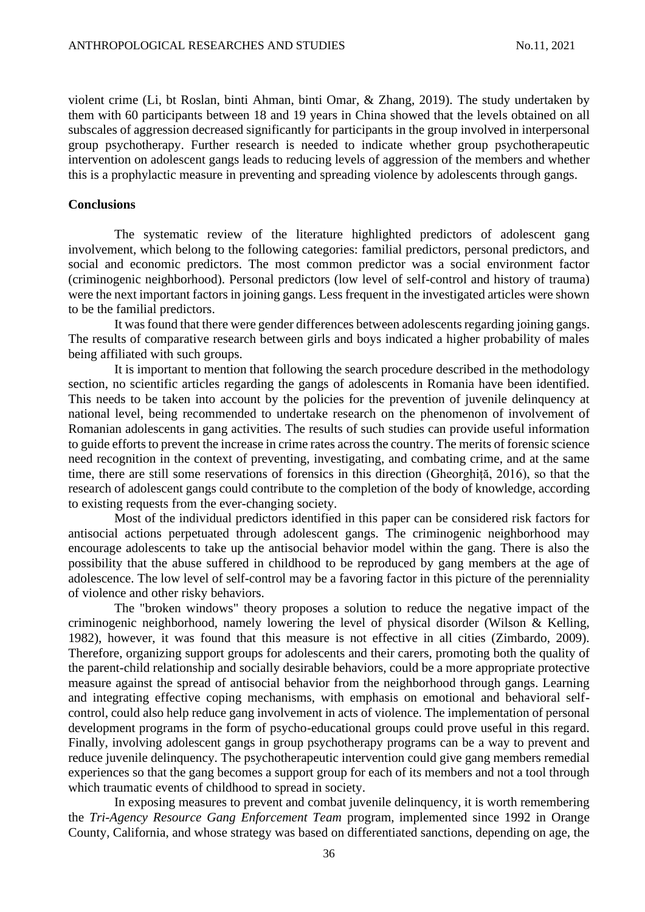violent crime (Li, bt Roslan, binti Ahman, binti Omar, & Zhang, 2019). The study undertaken by them with 60 participants between 18 and 19 years in China showed that the levels obtained on all subscales of aggression decreased significantly for participants in the group involved in interpersonal group psychotherapy. Further research is needed to indicate whether group psychotherapeutic intervention on adolescent gangs leads to reducing levels of aggression of the members and whether this is a prophylactic measure in preventing and spreading violence by adolescents through gangs.

## Conclusions

The systematic review of the literature highlighted predictors of adolescent gang involvement, which belong to the following categories: familial predictors, personal predictors, and social and economic predictors. The most common predictor was a social environment factor (criminogenic neighborhood). Personal predictors (low level of self-control and history of trauma) were the next important factors in joining gangs. Less frequent in the investigated articles were shown to be the familial predictors.

It was found that there were gender differences between adolescents regarding joining gangs. The results of comparative research between girls and boys indicated a higher probability of males being affiliated with such groups.

It is important to mention that following the search procedure described in the methodology section, no scientific articles regarding the gangs of adolescents in Romania have been identified. This needs to be taken into account by the policies for the prevention of juvenile delinquency at national level, being recommended to undertake research on the phenomenon of involvement of Romanian adolescents in gang activities. The results of such studies can provide useful information to guide efforts to prevent the increase in crime rates across the country. The merits of forensic science need recognition in the context of preventing, investigating, and combating crime, and at the same time, there are still some reservations of forensics in this direction (Gheorghiță, 2016), so that the research of adolescent gangs could contribute to the completion of the body of knowledge, according to existing requests from the ever-changing society.

Most of the individual predictors identified in this paper can be considered risk factors for antisocial actions perpetuated through adolescent gangs. The criminogenic neighborhood may encourage adolescents to take up the antisocial behavior model within the gang. There is also the possibility that the abuse suffered in childhood to be reproduced by gang members at the age of adolescence. The low level of self-control may be a favoring factor in this picture of the perenniality of violence and other risky behaviors.

The "broken windows" theory proposes a solution to reduce the negative impact of the criminogenic neighborhood, namely lowering the level of physical disorder (Wilson & Kelling, 1982), however, it was found that this measure is not effective in all cities (Zimbardo, 2009). Therefore, organizing support groups for adolescents and their carers, promoting both the quality of the parent-child relationship and socially desirable behaviors, could be a more appropriate protective measure against the spread of antisocial behavior from the neighborhood through gangs. Learning and integrating effective coping mechanisms, with emphasis on emotional and behavioral self-control, could also help reduce gang involvement in acts of violence. The implementation of personal development programs in the form of psycho-educational groups could prove useful in this regard. Finally, involving adolescent gangs in group psychotherapy programs can be a way to prevent and reduce juvenile delinquency. The psychotherapeutic intervention could give gang members remedial experiences so that the gang becomes a support group for each of its members and not a tool through which traumatic events of childhood to spread in society.

In exposing measures to prevent and combat juvenile delinquency, it is worth remembering the *Tri-Agency Resource Gang Enforcement Team* program, implemented since 1992 in Orange County, California, and whose strategy was based on differentiated sanctions, depending on age, the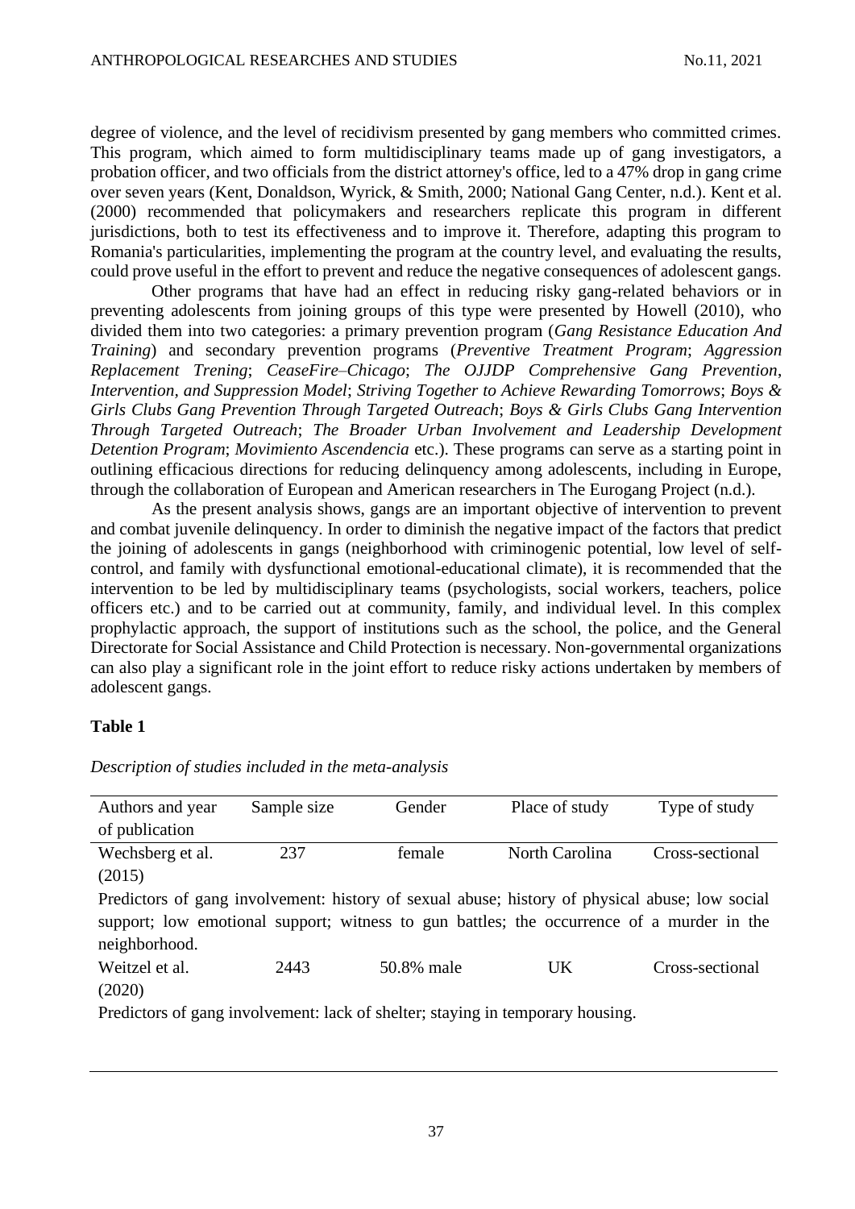degree of violence, and the level of recidivism presented by gang members who committed crimes. This program, which aimed to form multidisciplinary teams made up of gang investigators, a probation officer, and two officials from the district attorney's office, led to a 47% drop in gang crime over seven years (Kent, Donaldson, Wyrick, & Smith, 2000; National Gang Center, n.d.). Kent et al. (2000) recommended that policymakers and researchers replicate this program in different jurisdictions, both to test its effectiveness and to improve it. Therefore, adapting this program to Romania's particularities, implementing the program at the country level, and evaluating the results, could prove useful in the effort to prevent and reduce the negative consequences of adolescent gangs.

Other programs that have had an effect in reducing risky gang-related behaviors or in preventing adolescents from joining groups of this type were presented by Howell (2010), who divided them into two categories: a primary prevention program (*Gang Resistance Education And Training*) and secondary prevention programs (*Preventive Treatment Program*; *Aggression Replacement Trening*; *CeaseFire–Chicago*; *The OJJDP Comprehensive Gang Prevention, Intervention, and Suppression Model*; *Striving Together to Achieve Rewarding Tomorrows*; *Boys & Girls Clubs Gang Prevention Through Targeted Outreach*; *Boys & Girls Clubs Gang Intervention Through Targeted Outreach*; *The Broader Urban Involvement and Leadership Development Detention Program*; *Movimiento Ascendencia* etc.). These programs can serve as a starting point in outlining efficacious directions for reducing delinquency among adolescents, including in Europe, through the collaboration of European and American researchers in The Eurogang Project (n.d.).

As the present analysis shows, gangs are an important objective of intervention to prevent and combat juvenile delinquency. In order to diminish the negative impact of the factors that predict the joining of adolescents in gangs (neighborhood with criminogenic potential, low level of self-control, and family with dysfunctional emotional-educational climate), it is recommended that the intervention to be led by multidisciplinary teams (psychologists, social workers, teachers, police officers etc.) and to be carried out at community, family, and individual level. In this complex prophylactic approach, the support of institutions such as the school, the police, and the General Directorate for Social Assistance and Child Protection is necessary. Non-governmental organizations can also play a significant role in the joint effort to reduce risky actions undertaken by members of adolescent gangs.

**Table 1**

*Description of studies included in the meta-analysis*

| Authors and year of publication | Sample size | Gender | Place of study | Type of study |
|---|---|---|---|---|
| Wechsberg et al. (2015) | 237 | female | North Carolina | Cross-sectional |
| Predictors of gang involvement: history of sexual abuse; history of physical abuse; low social support; low emotional support; witness to gun battles; the occurrence of a murder in the neighborhood. | | | | |
| Weitzel et al. (2020) | 2443 | 50.8% male | UK | Cross-sectional |
| Predictors of gang involvement: lack of shelter; staying in temporary housing. | | | | |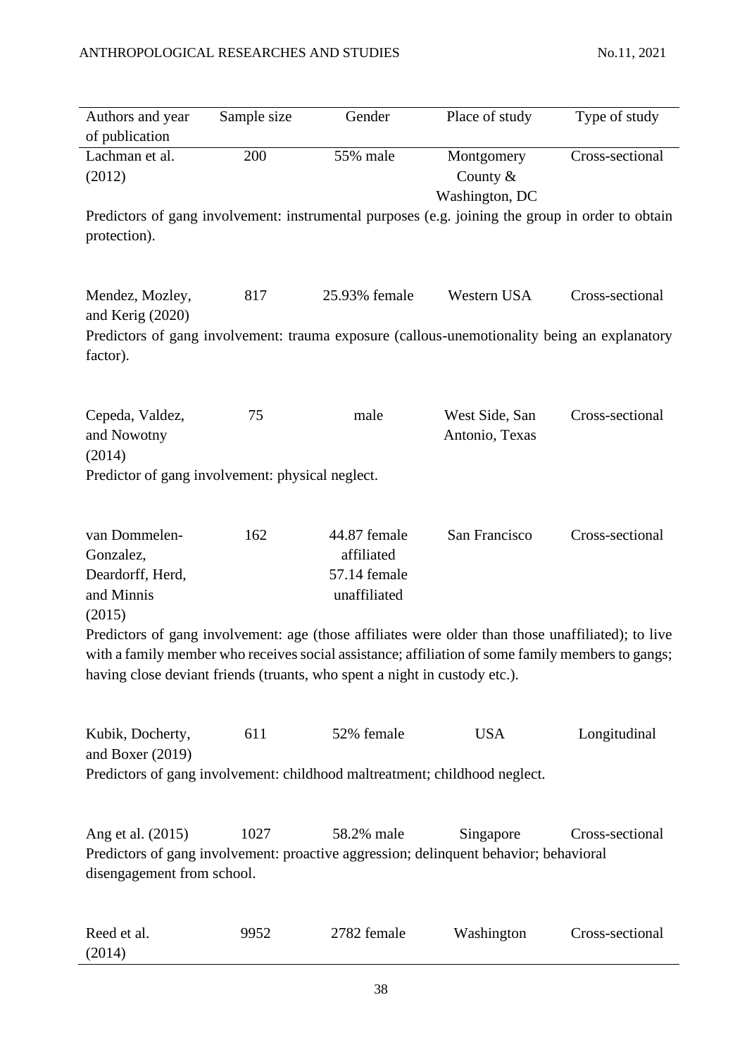| Authors and year of publication | Sample size | Gender | Place of study | Type of study |
|---|---|---|---|---|
| Lachman et al. (2012) | 200 | 55% male | Montgomery County & Washington, DC | Cross-sectional |
| Predictors of gang involvement: instrumental purposes (e.g. joining the group in order to obtain protection). | | | | |
| Mendez, Mozley, and Kerig (2020) | 817 | 25.93% female | Western USA | Cross-sectional |
| Predictors of gang involvement: trauma exposure (callous-unemotionality being an explanatory factor). | | | | |
| Cepeda, Valdez, and Nowotny (2014) | 75 | male | West Side, San Antonio, Texas | Cross-sectional |
| Predictor of gang involvement: physical neglect. | | | | |
| van Dommelen-Gonzalez, Deardorff, Herd, and Minnis (2015) | 162 | 44.87 female affiliated 57.14 female unaffiliated | San Francisco | Cross-sectional |
| Predictors of gang involvement: age (those affiliates were older than those unaffiliated); to live with a family member who receives social assistance; affiliation of some family members to gangs; having close deviant friends (truants, who spent a night in custody etc.). | | | | |
| Kubik, Docherty, and Boxer (2019) | 611 | 52% female | USA | Longitudinal |
| Predictors of gang involvement: childhood maltreatment; childhood neglect. | | | | |
| Ang et al. (2015) | 1027 | 58.2% male | Singapore | Cross-sectional |
| Predictors of gang involvement: proactive aggression; delinquent behavior; behavioral disengagement from school. | | | | |
| Reed et al. (2014) | 9952 | 2782 female | Washington | Cross-sectional |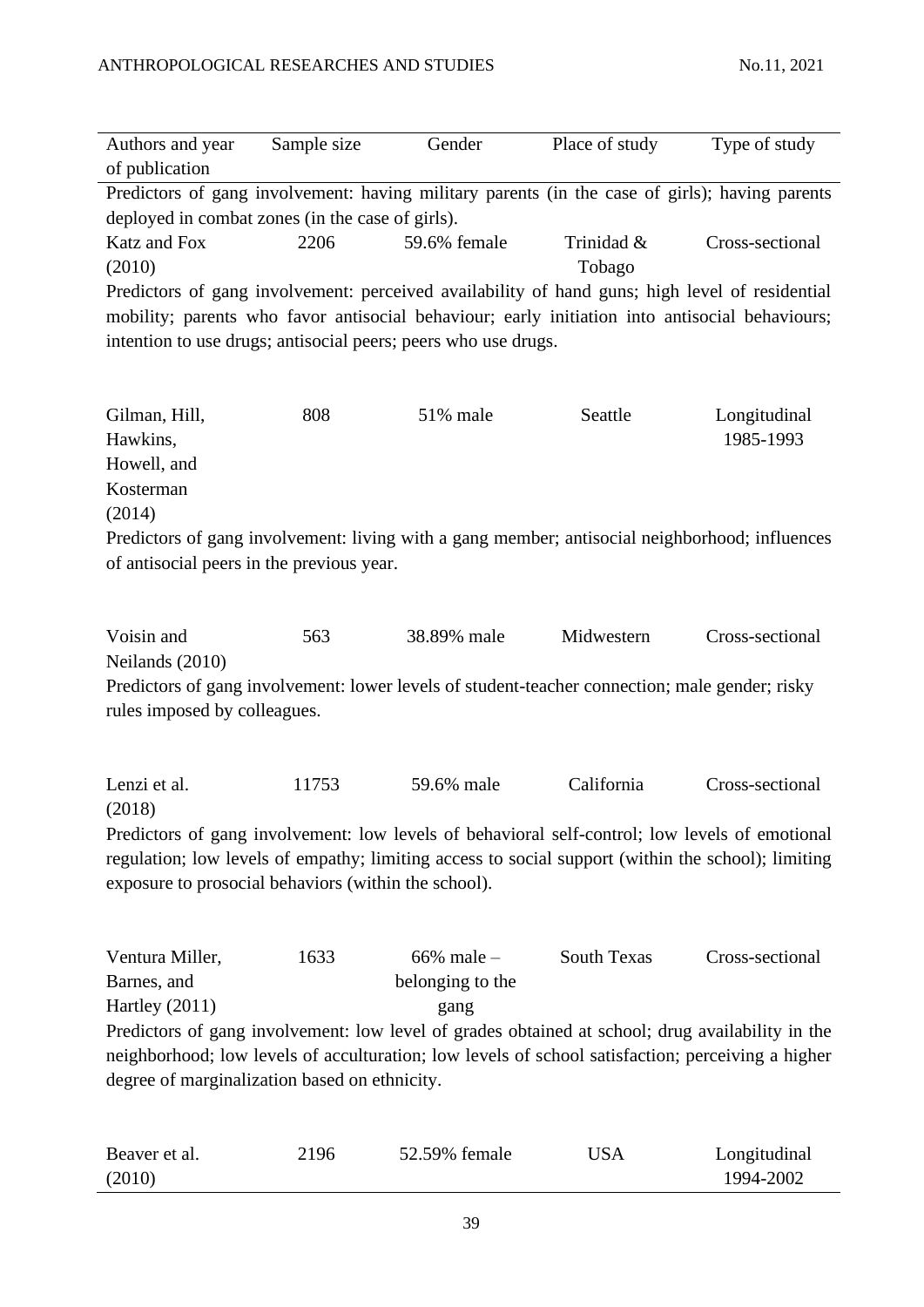| Authors and year of publication | Sample size | Gender | Place of study | Type of study |
|---|---|---|---|---|
| Predictors of gang involvement: having military parents (in the case of girls); having parents deployed in combat zones (in the case of girls). | | | | |
| Katz and Fox (2010) | 2206 | 59.6% female | Trinidad & Tobago | Cross-sectional |
| Predictors of gang involvement: perceived availability of hand guns; high level of residential mobility; parents who favor antisocial behaviour; early initiation into antisocial behaviours; intention to use drugs; antisocial peers; peers who use drugs. | | | | |
| Gilman, Hill, Hawkins, Howell, and Kosterman (2014) | 808 | 51% male | Seattle | Longitudinal 1985-1993 |
| Predictors of gang involvement: living with a gang member; antisocial neighborhood; influences of antisocial peers in the previous year. | | | | |
| Voisin and Neilands (2010) | 563 | 38.89% male | Midwestern | Cross-sectional |
| Predictors of gang involvement: lower levels of student-teacher connection; male gender; risky rules imposed by colleagues. | | | | |
| Lenzi et al. (2018) | 11753 | 59.6% male | California | Cross-sectional |
| Predictors of gang involvement: low levels of behavioral self-control; low levels of emotional regulation; low levels of empathy; limiting access to social support (within the school); limiting exposure to prosocial behaviors (within the school). | | | | |
| Ventura Miller, Barnes, and Hartley (2011) | 1633 | 66% male – belonging to the gang | South Texas | Cross-sectional |
| Predictors of gang involvement: low level of grades obtained at school; drug availability in the neighborhood; low levels of acculturation; low levels of school satisfaction; perceiving a higher degree of marginalization based on ethnicity. | | | | |
| Beaver et al. (2010) | 2196 | 52.59% female | USA | Longitudinal 1994-2002 |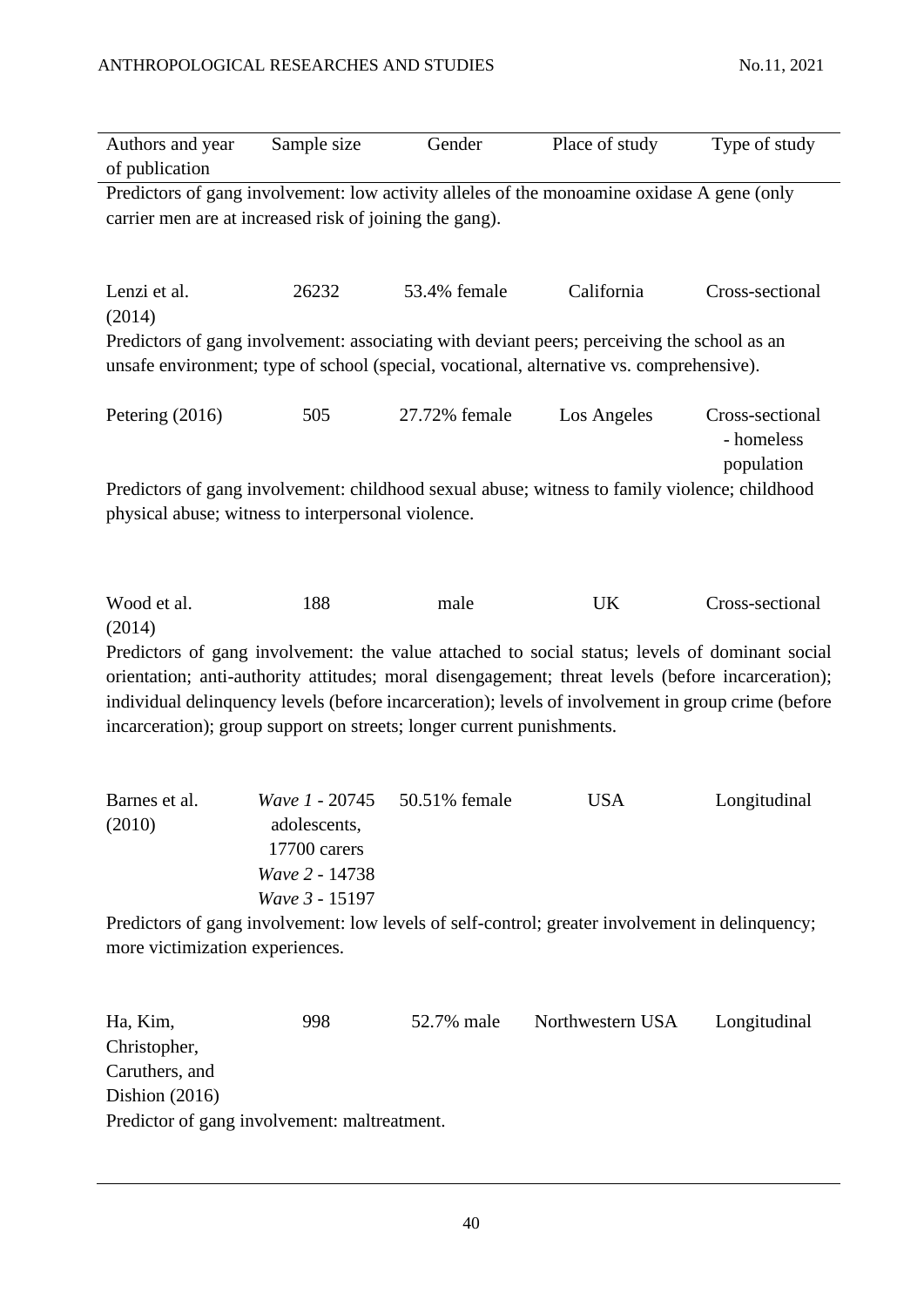| Authors and year of publication | Sample size | Gender | Place of study | Type of study |
|---|---|---|---|---|
| Predictors of gang involvement: low activity alleles of the monoamine oxidase A gene (only carrier men are at increased risk of joining the gang). | | | | |
| Lenzi et al. (2014) | 26232 | 53.4% female | California | Cross-sectional |
| Predictors of gang involvement: associating with deviant peers; perceiving the school as an unsafe environment; type of school (special, vocational, alternative vs. comprehensive). | | | | |
| Petering (2016) | 505 | 27.72% female | Los Angeles | Cross-sectional - homeless population |
| Predictors of gang involvement: childhood sexual abuse; witness to family violence; childhood physical abuse; witness to interpersonal violence. | | | | |
| Wood et al. (2014) | 188 | male | UK | Cross-sectional |
| Predictors of gang involvement: the value attached to social status; levels of dominant social orientation; anti-authority attitudes; moral disengagement; threat levels (before incarceration); individual delinquency levels (before incarceration); levels of involvement in group crime (before incarceration); group support on streets; longer current punishments. | | | | |
| Barnes et al. (2010) | *Wave 1* - 20745 adolescents, 17700 carers *Wave 2* - 14738 *Wave 3* - 15197 | 50.51% female | USA | Longitudinal |
| Predictors of gang involvement: low levels of self-control; greater involvement in delinquency; more victimization experiences. | | | | |
| Ha, Kim, Christopher, Caruthers, and Dishion (2016) | 998 | 52.7% male | Northwestern USA | Longitudinal |
| Predictor of gang involvement: maltreatment. | | | | |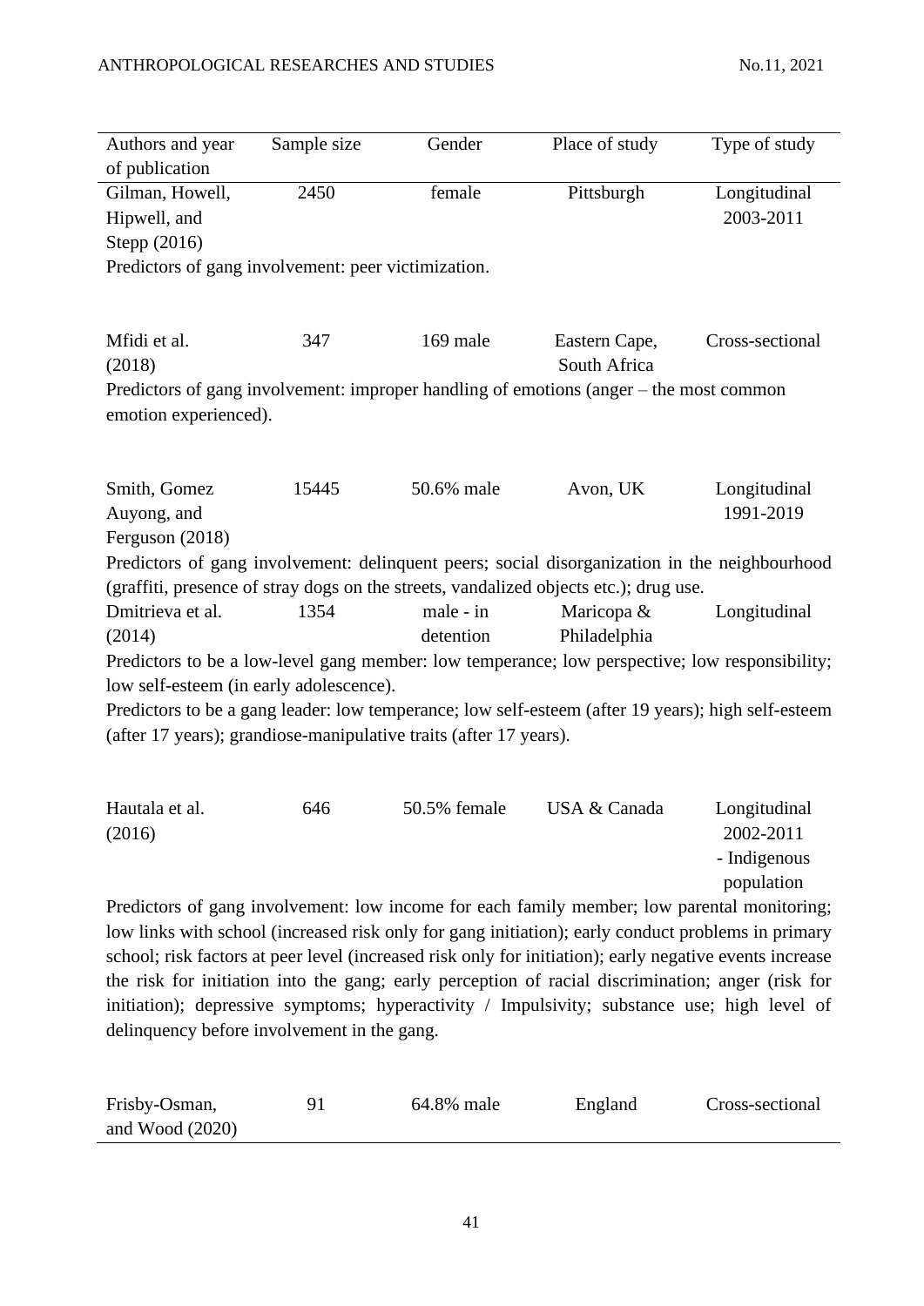| Authors and year of publication | Sample size | Gender | Place of study | Type of study |
|---|---|---|---|---|
| Gilman, Howell, Hipwell, and Stepp (2016) | 2450 | female | Pittsburgh | Longitudinal 2003-2011 |
| Predictors of gang involvement: peer victimization. | | | | |
| Mfidi et al. (2018) | 347 | 169 male | Eastern Cape, South Africa | Cross-sectional |
| Predictors of gang involvement: improper handling of emotions (anger – the most common emotion experienced). | | | | |
| Smith, Gomez Auyong, and Ferguson (2018) | 15445 | 50.6% male | Avon, UK | Longitudinal 1991-2019 |
| Predictors of gang involvement: delinquent peers; social disorganization in the neighbourhood (graffiti, presence of stray dogs on the streets, vandalized objects etc.); drug use. | | | | |
| Dmitrieva et al. (2014) | 1354 | male - in detention | Maricopa & Philadelphia | Longitudinal |
| Predictors to be a low-level gang member: low temperance; low perspective; low responsibility; low self-esteem (in early adolescence). Predictors to be a gang leader: low temperance; low self-esteem (after 19 years); high self-esteem (after 17 years); grandiose-manipulative traits (after 17 years). | | | | |
| Hautala et al. (2016) | 646 | 50.5% female | USA & Canada | Longitudinal 2002-2011 - Indigenous population |
| Predictors of gang involvement: low income for each family member; low parental monitoring; low links with school (increased risk only for gang initiation); early conduct problems in primary school; risk factors at peer level (increased risk only for initiation); early negative events increase the risk for initiation into the gang; early perception of racial discrimination; anger (risk for initiation); depressive symptoms; hyperactivity / Impulsivity; substance use; high level of delinquency before involvement in the gang. | | | | |
| Frisby-Osman, and Wood (2020) | 91 | 64.8% male | England | Cross-sectional |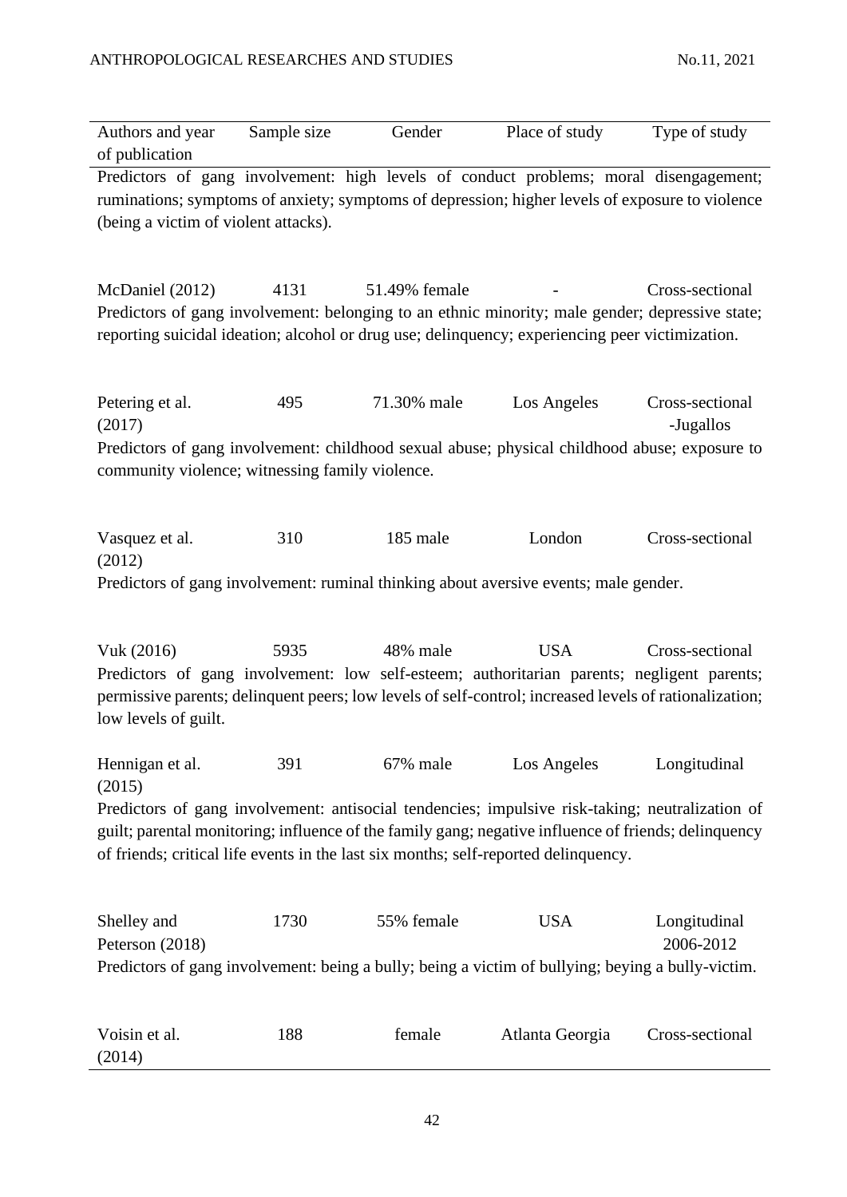| Authors and year of publication | Sample size | Gender | Place of study | Type of study |
|---|---|---|---|---|
| Predictors of gang involvement: high levels of conduct problems; moral disengagement; ruminations; symptoms of anxiety; symptoms of depression; higher levels of exposure to violence (being a victim of violent attacks). | | | | |
| McDaniel (2012) | 4131 | 51.49% female | - | Cross-sectional |
| Predictors of gang involvement: belonging to an ethnic minority; male gender; depressive state; reporting suicidal ideation; alcohol or drug use; delinquency; experiencing peer victimization. | | | | |
| Petering et al. (2017) | 495 | 71.30% male | Los Angeles | Cross-sectional -Jugallos |
| Predictors of gang involvement: childhood sexual abuse; physical childhood abuse; exposure to community violence; witnessing family violence. | | | | |
| Vasquez et al. (2012) | 310 | 185 male | London | Cross-sectional |
| Predictors of gang involvement: ruminal thinking about aversive events; male gender. | | | | |
| Vuk (2016) | 5935 | 48% male | USA | Cross-sectional |
| Predictors of gang involvement: low self-esteem; authoritarian parents; negligent parents; permissive parents; delinquent peers; low levels of self-control; increased levels of rationalization; low levels of guilt. | | | | |
| Hennigan et al. (2015) | 391 | 67% male | Los Angeles | Longitudinal |
| Predictors of gang involvement: antisocial tendencies; impulsive risk-taking; neutralization of guilt; parental monitoring; influence of the family gang; negative influence of friends; delinquency of friends; critical life events in the last six months; self-reported delinquency. | | | | |
| Shelley and Peterson (2018) | 1730 | 55% female | USA | Longitudinal 2006-2012 |
| Predictors of gang involvement: being a bully; being a victim of bullying; beying a bully-victim. | | | | |
| Voisin et al. (2014) | 188 | female | Atlanta Georgia | Cross-sectional |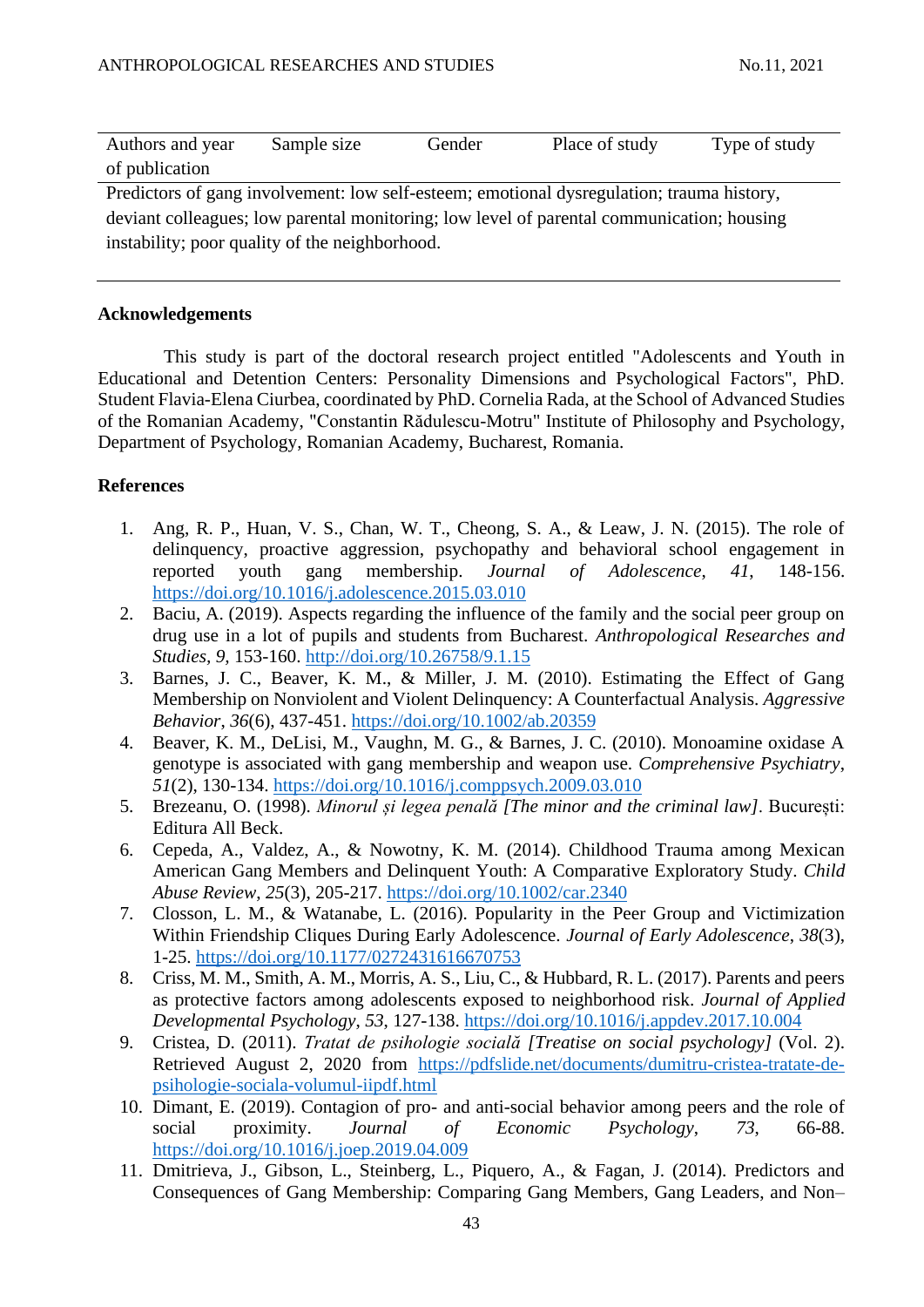| Authors and year of publication | Sample size | Gender | Place of study | Type of study |
|---|---|---|---|---|
| Predictors of gang involvement: low self-esteem; emotional dysregulation; trauma history, deviant colleagues; low parental monitoring; low level of parental communication; housing instability; poor quality of the neighborhood. | | | | |

## Acknowledgements

This study is part of the doctoral research project entitled "Adolescents and Youth in Educational and Detention Centers: Personality Dimensions and Psychological Factors", PhD. Student Flavia-Elena Ciurbea, coordinated by PhD. Cornelia Rada, at the School of Advanced Studies of the Romanian Academy, "Constantin Rădulescu-Motru" Institute of Philosophy and Psychology, Department of Psychology, Romanian Academy, Bucharest, Romania.

## References

1. Ang, R. P., Huan, V. S., Chan, W. T., Cheong, S. A., & Leaw, J. N. (2015). The role of delinquency, proactive aggression, psychopathy and behavioral school engagement in reported youth gang membership. *Journal of Adolescence*, *41*, 148-156. https://doi.org/10.1016/j.adolescence.2015.03.010
2. Baciu, A. (2019). Aspects regarding the influence of the family and the social peer group on drug use in a lot of pupils and students from Bucharest. *Anthropological Researches and Studies, 9,* 153-160. http://doi.org/10.26758/9.1.15
3. Barnes, J. C., Beaver, K. M., & Miller, J. M. (2010). Estimating the Effect of Gang Membership on Nonviolent and Violent Delinquency: A Counterfactual Analysis. *Aggressive Behavior*, *36*(6), 437-451. https://doi.org/10.1002/ab.20359
4. Beaver, K. M., DeLisi, M., Vaughn, M. G., & Barnes, J. C. (2010). Monoamine oxidase A genotype is associated with gang membership and weapon use. *Comprehensive Psychiatry*, *51*(2), 130-134. https://doi.org/10.1016/j.comppsych.2009.03.010
5. Brezeanu, O. (1998). *Minorul și legea penală [The minor and the criminal law]*. București: Editura All Beck.
6. Cepeda, A., Valdez, A., & Nowotny, K. M. (2014). Childhood Trauma among Mexican American Gang Members and Delinquent Youth: A Comparative Exploratory Study. *Child Abuse Review*, *25*(3), 205-217. https://doi.org/10.1002/car.2340
7. Closson, L. M., & Watanabe, L. (2016). Popularity in the Peer Group and Victimization Within Friendship Cliques During Early Adolescence. *Journal of Early Adolescence*, *38*(3), 1-25. https://doi.org/10.1177/0272431616670753
8. Criss, M. M., Smith, A. M., Morris, A. S., Liu, C., & Hubbard, R. L. (2017). Parents and peers as protective factors among adolescents exposed to neighborhood risk. *Journal of Applied Developmental Psychology*, *53*, 127-138. https://doi.org/10.1016/j.appdev.2017.10.004
9. Cristea, D. (2011). *Tratat de psihologie socială [Treatise on social psychology]* (Vol. 2). Retrieved August 2, 2020 from https://pdfslide.net/documents/dumitru-cristea-tratate-de-psihologie-sociala-volumul-iipdf.html
10. Dimant, E. (2019). Contagion of pro- and anti-social behavior among peers and the role of social proximity. *Journal of Economic Psychology*, *73*, 66-88. https://doi.org/10.1016/j.joep.2019.04.009
11. Dmitrieva, J., Gibson, L., Steinberg, L., Piquero, A., & Fagan, J. (2014). Predictors and Consequences of Gang Membership: Comparing Gang Members, Gang Leaders, and Non–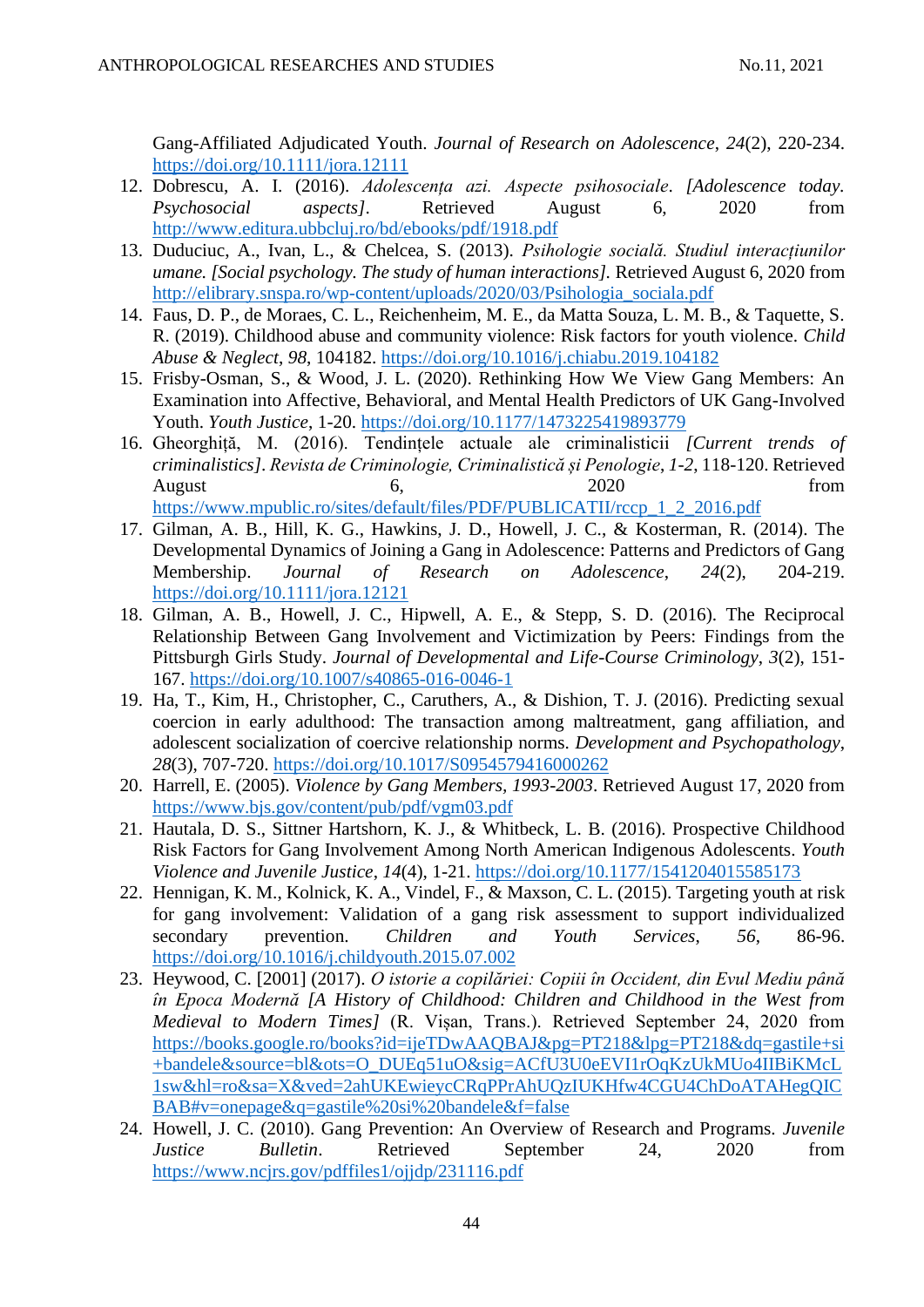Gang-Affiliated Adjudicated Youth. *Journal of Research on Adolescence*, *24*(2), 220-234. https://doi.org/10.1111/jora.12111

12. Dobrescu, A. I. (2016). *Adolescența azi. Aspecte psihosociale*. *[Adolescence today. Psychosocial aspects]*. Retrieved August 6, 2020 from http://www.editura.ubbcluj.ro/bd/ebooks/pdf/1918.pdf
13. Duduciuc, A., Ivan, L., & Chelcea, S. (2013). *Psihologie socială. Studiul interacțiunilor umane. [Social psychology. The study of human interactions]*. Retrieved August 6, 2020 from http://elibrary.snspa.ro/wp-content/uploads/2020/03/Psihologia_sociala.pdf
14. Faus, D. P., de Moraes, C. L., Reichenheim, M. E., da Matta Souza, L. M. B., & Taquette, S. R. (2019). Childhood abuse and community violence: Risk factors for youth violence. *Child Abuse & Neglect*, *98*, 104182. https://doi.org/10.1016/j.chiabu.2019.104182
15. Frisby-Osman, S., & Wood, J. L. (2020). Rethinking How We View Gang Members: An Examination into Affective, Behavioral, and Mental Health Predictors of UK Gang-Involved Youth. *Youth Justice*, 1-20. https://doi.org/10.1177/1473225419893779
16. Gheorghiță, M. (2016). Tendințele actuale ale criminalisticii *[Current trends of criminalistics]*. *Revista de Criminologie, Criminalistică și Penologie*, *1-2*, 118-120. Retrieved August 6, 2020 from https://www.mpublic.ro/sites/default/files/PDF/PUBLICATII/rccp_1_2_2016.pdf
17. Gilman, A. B., Hill, K. G., Hawkins, J. D., Howell, J. C., & Kosterman, R. (2014). The Developmental Dynamics of Joining a Gang in Adolescence: Patterns and Predictors of Gang Membership. *Journal of Research on Adolescence*, *24*(2), 204-219. https://doi.org/10.1111/jora.12121
18. Gilman, A. B., Howell, J. C., Hipwell, A. E., & Stepp, S. D. (2016). The Reciprocal Relationship Between Gang Involvement and Victimization by Peers: Findings from the Pittsburgh Girls Study. *Journal of Developmental and Life-Course Criminology*, *3*(2), 151-167. https://doi.org/10.1007/s40865-016-0046-1
19. Ha, T., Kim, H., Christopher, C., Caruthers, A., & Dishion, T. J. (2016). Predicting sexual coercion in early adulthood: The transaction among maltreatment, gang affiliation, and adolescent socialization of coercive relationship norms. *Development and Psychopathology*, *28*(3), 707-720. https://doi.org/10.1017/S0954579416000262
20. Harrell, E. (2005). *Violence by Gang Members, 1993-2003*. Retrieved August 17, 2020 from https://www.bjs.gov/content/pub/pdf/vgm03.pdf
21. Hautala, D. S., Sittner Hartshorn, K. J., & Whitbeck, L. B. (2016). Prospective Childhood Risk Factors for Gang Involvement Among North American Indigenous Adolescents. *Youth Violence and Juvenile Justice*, *14*(4), 1-21. https://doi.org/10.1177/1541204015585173
22. Hennigan, K. M., Kolnick, K. A., Vindel, F., & Maxson, C. L. (2015). Targeting youth at risk for gang involvement: Validation of a gang risk assessment to support individualized secondary prevention. *Children and Youth Services*, *56*, 86-96. https://doi.org/10.1016/j.childyouth.2015.07.002
23. Heywood, C. [2001] (2017). *O istorie a copilăriei: Copiii în Occident, din Evul Mediu până în Epoca Modernă [A History of Childhood: Children and Childhood in the West from Medieval to Modern Times]* (R. Vișan, Trans.). Retrieved September 24, 2020 from https://books.google.ro/books?id=ijeTDwAAQBAJ&pg=PT218&lpg=PT218&dq=gastile+si+bandele&source=bl&ots=O_DUEq51uO&sig=ACfU3U0eEVI1rOqKzUkMUo4IIBiKMcL1sw&hl=ro&sa=X&ved=2ahUKEwieycCRqPPrAhUQzIUKHfw4CGU4ChDoATAHegQICBAB#v=onepage&q=gastile%20si%20bandele&f=false
24. Howell, J. C. (2010). Gang Prevention: An Overview of Research and Programs. *Juvenile Justice Bulletin*. Retrieved September 24, 2020 from https://www.ncjrs.gov/pdffiles1/ojjdp/231116.pdf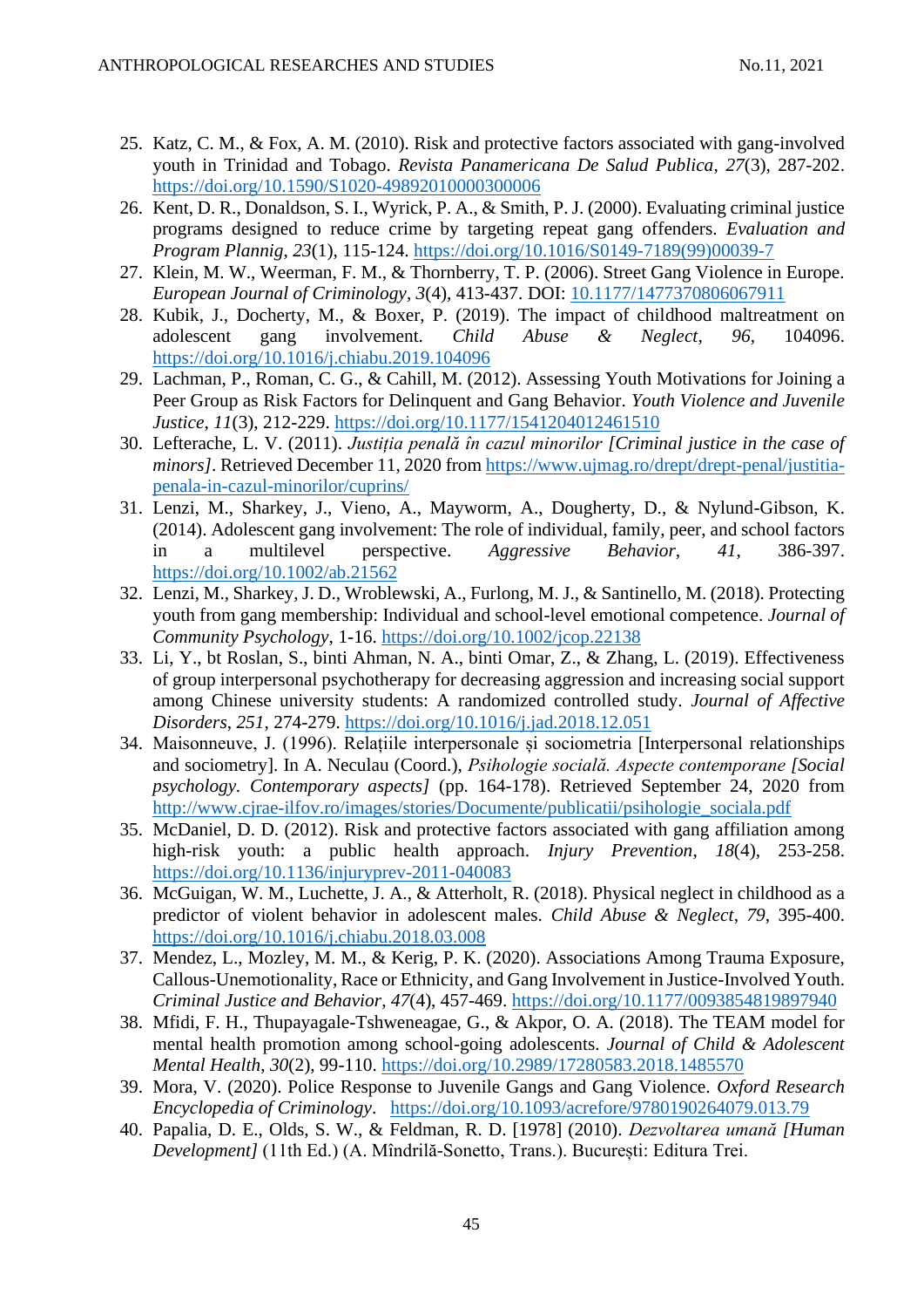25. Katz, C. M., & Fox, A. M. (2010). Risk and protective factors associated with gang-involved youth in Trinidad and Tobago. *Revista Panamericana De Salud Publica*, *27*(3), 287-202. https://doi.org/10.1590/S1020-49892010000300006
26. Kent, D. R., Donaldson, S. I., Wyrick, P. A., & Smith, P. J. (2000). Evaluating criminal justice programs designed to reduce crime by targeting repeat gang offenders. *Evaluation and Program Plannig*, *23*(1), 115-124. https://doi.org/10.1016/S0149-7189(99)00039-7
27. Klein, M. W., Weerman, F. M., & Thornberry, T. P. (2006). Street Gang Violence in Europe. *European Journal of Criminology*, *3*(4), 413-437. DOI: 10.1177/1477370806067911
28. Kubik, J., Docherty, M., & Boxer, P. (2019). The impact of childhood maltreatment on adolescent gang involvement. *Child Abuse & Neglect*, *96*, 104096. https://doi.org/10.1016/j.chiabu.2019.104096
29. Lachman, P., Roman, C. G., & Cahill, M. (2012). Assessing Youth Motivations for Joining a Peer Group as Risk Factors for Delinquent and Gang Behavior. *Youth Violence and Juvenile Justice*, *11*(3), 212-229. https://doi.org/10.1177/1541204012461510
30. Lefterache, L. V. (2011). *Justiția penală în cazul minorilor [Criminal justice in the case of minors]*. Retrieved December 11, 2020 from https://www.ujmag.ro/drept/drept-penal/justitia-penala-in-cazul-minorilor/cuprins/
31. Lenzi, M., Sharkey, J., Vieno, A., Mayworm, A., Dougherty, D., & Nylund-Gibson, K. (2014). Adolescent gang involvement: The role of individual, family, peer, and school factors in a multilevel perspective. *Aggressive Behavior*, *41*, 386-397. https://doi.org/10.1002/ab.21562
32. Lenzi, M., Sharkey, J. D., Wroblewski, A., Furlong, M. J., & Santinello, M. (2018). Protecting youth from gang membership: Individual and school-level emotional competence. *Journal of Community Psychology*, 1-16. https://doi.org/10.1002/jcop.22138
33. Li, Y., bt Roslan, S., binti Ahman, N. A., binti Omar, Z., & Zhang, L. (2019). Effectiveness of group interpersonal psychotherapy for decreasing aggression and increasing social support among Chinese university students: A randomized controlled study. *Journal of Affective Disorders*, *251*, 274-279. https://doi.org/10.1016/j.jad.2018.12.051
34. Maisonneuve, J. (1996). Relațiile interpersonale și sociometria [Interpersonal relationships and sociometry]. In A. Neculau (Coord.), *Psihologie socială. Aspecte contemporane [Social psychology. Contemporary aspects]* (pp. 164-178). Retrieved September 24, 2020 from http://www.cjrae-ilfov.ro/images/stories/Documente/publicatii/psihologie_sociala.pdf
35. McDaniel, D. D. (2012). Risk and protective factors associated with gang affiliation among high-risk youth: a public health approach. *Injury Prevention*, *18*(4), 253-258. https://doi.org/10.1136/injuryprev-2011-040083
36. McGuigan, W. M., Luchette, J. A., & Atterholt, R. (2018). Physical neglect in childhood as a predictor of violent behavior in adolescent males. *Child Abuse & Neglect*, *79*, 395-400. https://doi.org/10.1016/j.chiabu.2018.03.008
37. Mendez, L., Mozley, M. M., & Kerig, P. K. (2020). Associations Among Trauma Exposure, Callous-Unemotionality, Race or Ethnicity, and Gang Involvement in Justice-Involved Youth. *Criminal Justice and Behavior*, *47*(4), 457-469. https://doi.org/10.1177/0093854819897940
38. Mfidi, F. H., Thupayagale-Tshweneagae, G., & Akpor, O. A. (2018). The TEAM model for mental health promotion among school-going adolescents. *Journal of Child & Adolescent Mental Health*, *30*(2), 99-110. https://doi.org/10.2989/17280583.2018.1485570
39. Mora, V. (2020). Police Response to Juvenile Gangs and Gang Violence. *Oxford Research Encyclopedia of Criminology*. https://doi.org/10.1093/acrefore/9780190264079.013.79
40. Papalia, D. E., Olds, S. W., & Feldman, R. D. [1978] (2010). *Dezvoltarea umană [Human Development]* (11th Ed.) (A. Mîndrilă-Sonetto, Trans.). București: Editura Trei.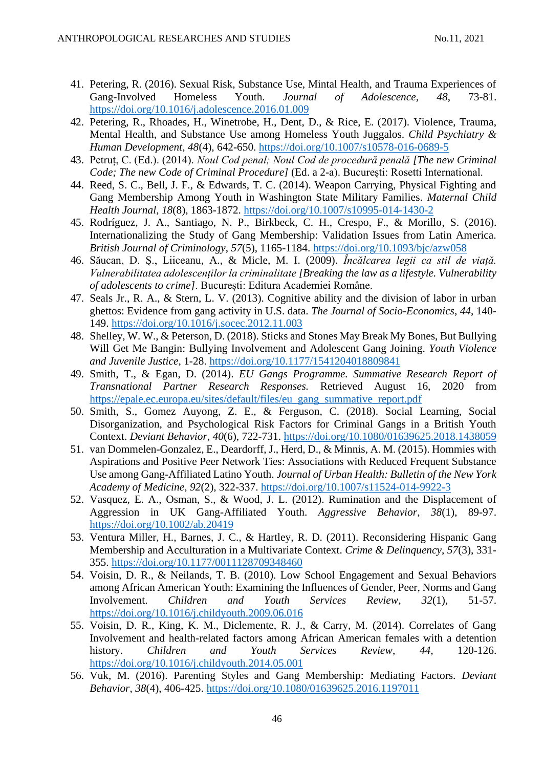41. Petering, R. (2016). Sexual Risk, Substance Use, Mintal Health, and Trauma Experiences of Gang-Involved Homeless Youth. *Journal of Adolescence*, *48*, 73-81. https://doi.org/10.1016/j.adolescence.2016.01.009
42. Petering, R., Rhoades, H., Winetrobe, H., Dent, D., & Rice, E. (2017). Violence, Trauma, Mental Health, and Substance Use among Homeless Youth Juggalos. *Child Psychiatry & Human Development*, *48*(4), 642-650. https://doi.org/10.1007/s10578-016-0689-5
43. Petruț, C. (Ed.). (2014). *Noul Cod penal; Noul Cod de procedură penală [The new Criminal Code; The new Code of Criminal Procedure]* (Ed. a 2-a). București: Rosetti International.
44. Reed, S. C., Bell, J. F., & Edwards, T. C. (2014). Weapon Carrying, Physical Fighting and Gang Membership Among Youth in Washington State Military Families. *Maternal Child Health Journal*, *18*(8), 1863-1872. https://doi.org/10.1007/s10995-014-1430-2
45. Rodríguez, J. A., Santiago, N. P., Birkbeck, C. H., Crespo, F., & Morillo, S. (2016). Internationalizing the Study of Gang Membership: Validation Issues from Latin America. *British Journal of Criminology*, *57*(5), 1165-1184. https://doi.org/10.1093/bjc/azw058
46. Săucan, D. Ș., Liiceanu, A., & Micle, M. I. (2009). *Încălcarea legii ca stil de viață. Vulnerabilitatea adolescenților la criminalitate [Breaking the law as a lifestyle. Vulnerability of adolescents to crime]*. București: Editura Academiei Române.
47. Seals Jr., R. A., & Stern, L. V. (2013). Cognitive ability and the division of labor in urban ghettos: Evidence from gang activity in U.S. data. *The Journal of Socio-Economics*, *44*, 140-149. https://doi.org/10.1016/j.socec.2012.11.003
48. Shelley, W. W., & Peterson, D. (2018). Sticks and Stones May Break My Bones, But Bullying Will Get Me Bangin: Bullying Involvement and Adolescent Gang Joining. *Youth Violence and Juvenile Justice*, 1-28. https://doi.org/10.1177/1541204018809841
49. Smith, T., & Egan, D. (2014). *EU Gangs Programme. Summative Research Report of Transnational Partner Research Responses.* Retrieved August 16, 2020 from https://epale.ec.europa.eu/sites/default/files/eu_gang_summative_report.pdf
50. Smith, S., Gomez Auyong, Z. E., & Ferguson, C. (2018). Social Learning, Social Disorganization, and Psychological Risk Factors for Criminal Gangs in a British Youth Context. *Deviant Behavior*, *40*(6), 722-731. https://doi.org/10.1080/01639625.2018.1438059
51. van Dommelen-Gonzalez, E., Deardorff, J., Herd, D., & Minnis, A. M. (2015). Hommies with Aspirations and Positive Peer Network Ties: Associations with Reduced Frequent Substance Use among Gang-Affiliated Latino Youth. *Journal of Urban Health: Bulletin of the New York Academy of Medicine*, *92*(2), 322-337. https://doi.org/10.1007/s11524-014-9922-3
52. Vasquez, E. A., Osman, S., & Wood, J. L. (2012). Rumination and the Displacement of Aggression in UK Gang-Affiliated Youth. *Aggressive Behavior*, *38*(1), 89-97. https://doi.org/10.1002/ab.20419
53. Ventura Miller, H., Barnes, J. C., & Hartley, R. D. (2011). Reconsidering Hispanic Gang Membership and Acculturation in a Multivariate Context. *Crime & Delinquency*, *57*(3), 331-355. https://doi.org/10.1177/0011128709348460
54. Voisin, D. R., & Neilands, T. B. (2010). Low School Engagement and Sexual Behaviors among African American Youth: Examining the Influences of Gender, Peer, Norms and Gang Involvement. *Children and Youth Services Review*, *32*(1), 51-57. https://doi.org/10.1016/j.childyouth.2009.06.016
55. Voisin, D. R., King, K. M., Diclemente, R. J., & Carry, M. (2014). Correlates of Gang Involvement and health-related factors among African American females with a detention history. *Children and Youth Services Review*, *44*, 120-126. https://doi.org/10.1016/j.childyouth.2014.05.001
56. Vuk, M. (2016). Parenting Styles and Gang Membership: Mediating Factors. *Deviant Behavior*, *38*(4), 406-425. https://doi.org/10.1080/01639625.2016.1197011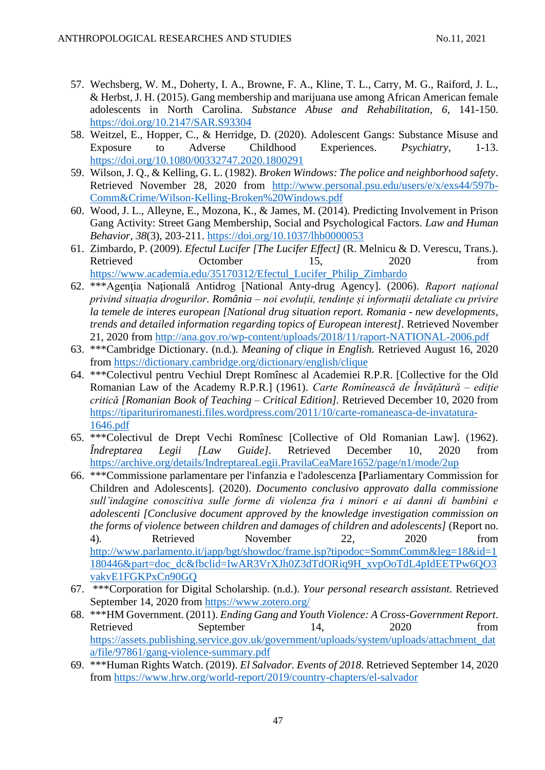57. Wechsberg, W. M., Doherty, I. A., Browne, F. A., Kline, T. L., Carry, M. G., Raiford, J. L., & Herbst, J. H. (2015). Gang membership and marijuana use among African American female adolescents in North Carolina. *Substance Abuse and Rehabilitation*, *6*, 141-150. https://doi.org/10.2147/SAR.S93304
58. Weitzel, E., Hopper, C., & Herridge, D. (2020). Adolescent Gangs: Substance Misuse and Exposure to Adverse Childhood Experiences. *Psychiatry*, 1-13. https://doi.org/10.1080/00332747.2020.1800291
59. Wilson, J. Q., & Kelling, G. L. (1982). *Broken Windows: The police and neighborhood safety*. Retrieved November 28, 2020 from http://www.personal.psu.edu/users/e/x/exs44/597b-Comm&Crime/Wilson-Kelling-Broken%20Windows.pdf
60. Wood, J. L., Alleyne, E., Mozona, K., & James, M. (2014). Predicting Involvement in Prison Gang Activity: Street Gang Membership, Social and Psychological Factors. *Law and Human Behavior*, *38*(3), 203-211. https://doi.org/10.1037/lhb0000053
61. Zimbardo, P. (2009). *Efectul Lucifer [The Lucifer Effect]* (R. Melnicu & D. Verescu, Trans.). Retrieved Octomber 15, 2020 from https://www.academia.edu/35170312/Efectul_Lucifer_Philip_Zimbardo
62. ***Agenția Națională Antidrog [National Anty-drug Agency]. (2006). *Raport național privind situația drogurilor. România – noi evoluții, tendințe și informații detaliate cu privire la temele de interes european [National drug situation report. Romania - new developments, trends and detailed information regarding topics of European interest]*. Retrieved November 21, 2020 from http://ana.gov.ro/wp-content/uploads/2018/11/raport-NATIONAL-2006.pdf
63. ***Cambridge Dictionary. (n.d.). *Meaning of clique in English.* Retrieved August 16, 2020 from https://dictionary.cambridge.org/dictionary/english/clique
64. ***Colectivul pentru Vechiul Drept Romînesc al Academiei R.P.R. [Collective for the Old Romanian Law of the Academy R.P.R.] (1961). *Carte Romînească de Învățătură – ediție critică [Romanian Book of Teaching – Critical Edition]*. Retrieved December 10, 2020 from https://tiparituriromanesti.files.wordpress.com/2011/10/carte-romaneasca-de-invatatura-1646.pdf
65. ***Colectivul de Drept Vechi Romînesc [Collective of Old Romanian Law]. (1962). *Îndreptarea Legii [Law Guide]*. Retrieved December 10, 2020 from https://archive.org/details/IndreptareaLegii.PravilaCeaMare1652/page/n1/mode/2up
66. ***Commissione parlamentare per l'infanzia e l'adolescenza [Parliamentary Commission for Children and Adolescents]. (2020). *Documento conclusivo approvato dalla commissione sull'indagine conoscitiva sulle forme di violenza fra i minori e ai danni di bambini e adolescenti [Conclusive document approved by the knowledge investigation commission on the forms of violence between children and damages of children and adolescents]* (Report no. 4). Retrieved November 22, 2020 from http://www.parlamento.it/japp/bgt/showdoc/frame.jsp?tipodoc=SommComm&leg=18&id=1180446&part=doc_dc&fbclid=IwAR3VrXJh0Z3dTdORiq9H_xvpOoTdL4pIdEETPw6QO3vakvE1FGKPxCn90GQ
67. ***Corporation for Digital Scholarship. (n.d.). *Your personal research assistant.* Retrieved September 14, 2020 from https://www.zotero.org/
68. ***HM Government. (2011). *Ending Gang and Youth Violence: A Cross-Government Report*. Retrieved September 14, 2020 from https://assets.publishing.service.gov.uk/government/uploads/system/uploads/attachment_data/file/97861/gang-violence-summary.pdf
69. ***Human Rights Watch. (2019). *El Salvador. Events of 2018.* Retrieved September 14, 2020 from https://www.hrw.org/world-report/2019/country-chapters/el-salvador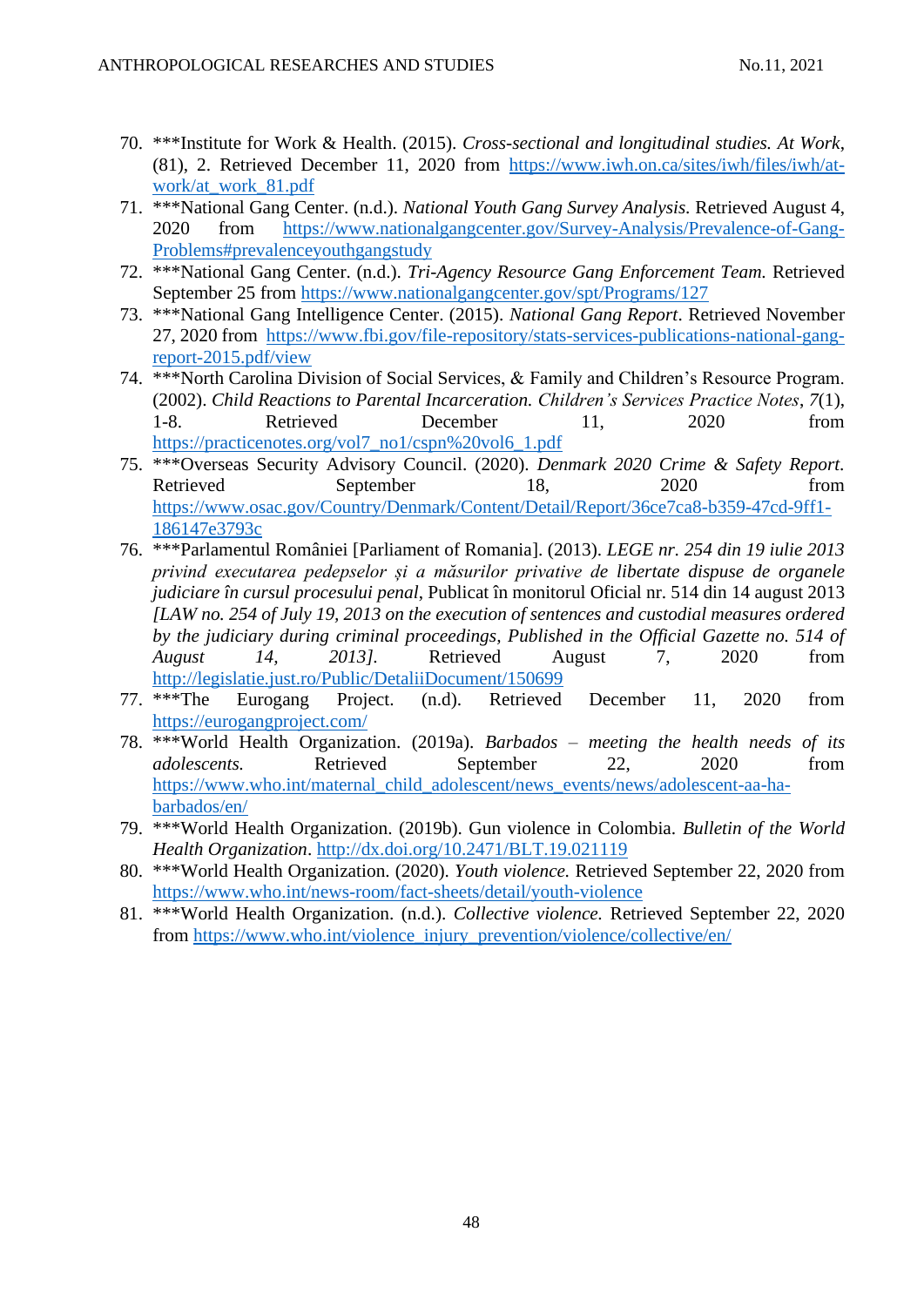70. ***Institute for Work & Health. (2015). *Cross-sectional and longitudinal studies. At Work*, (81), 2. Retrieved December 11, 2020 from https://www.iwh.on.ca/sites/iwh/files/iwh/at-work/at_work_81.pdf
71. ***National Gang Center. (n.d.). *National Youth Gang Survey Analysis*. Retrieved August 4, 2020 from https://www.nationalgangcenter.gov/Survey-Analysis/Prevalence-of-Gang-Problems#prevalenceyouthgangstudy
72. ***National Gang Center. (n.d.). *Tri-Agency Resource Gang Enforcement Team*. Retrieved September 25 from https://www.nationalgangcenter.gov/spt/Programs/127
73. ***National Gang Intelligence Center. (2015). *National Gang Report*. Retrieved November 27, 2020 from https://www.fbi.gov/file-repository/stats-services-publications-national-gang-report-2015.pdf/view
74. ***North Carolina Division of Social Services, & Family and Children's Resource Program. (2002). *Child Reactions to Parental Incarceration. Children's Services Practice Notes*, *7*(1), 1-8. Retrieved December 11, 2020 from https://practicenotes.org/vol7_no1/cspn%20vol6_1.pdf
75. ***Overseas Security Advisory Council. (2020). *Denmark 2020 Crime & Safety Report*. Retrieved September 18, 2020 from https://www.osac.gov/Country/Denmark/Content/Detail/Report/36ce7ca8-b359-47cd-9ff1-186147e3793c
76. ***Parlamentul României [Parliament of Romania]. (2013). *LEGE nr. 254 din 19 iulie 2013 privind executarea pedepselor și a măsurilor privative de libertate dispuse de organele judiciare în cursul procesului penal*, Publicat în monitorul Oficial nr. 514 din 14 august 2013 *[LAW no. 254 of July 19, 2013 on the execution of sentences and custodial measures ordered by the judiciary during criminal proceedings, Published in the Official Gazette no. 514 of August 14, 2013]*. Retrieved August 7, 2020 from http://legislatie.just.ro/Public/DetaliiDocument/150699
77. ***The Eurogang Project. (n.d). Retrieved December 11, 2020 from https://eurogangproject.com/
78. ***World Health Organization. (2019a). *Barbados – meeting the health needs of its adolescents*. Retrieved September 22, 2020 from https://www.who.int/maternal_child_adolescent/news_events/news/adolescent-aa-ha-barbados/en/
79. ***World Health Organization. (2019b). Gun violence in Colombia. *Bulletin of the World Health Organization*. http://dx.doi.org/10.2471/BLT.19.021119
80. ***World Health Organization. (2020). *Youth violence*. Retrieved September 22, 2020 from https://www.who.int/news-room/fact-sheets/detail/youth-violence
81. ***World Health Organization. (n.d.). *Collective violence*. Retrieved September 22, 2020 from https://www.who.int/violence_injury_prevention/violence/collective/en/